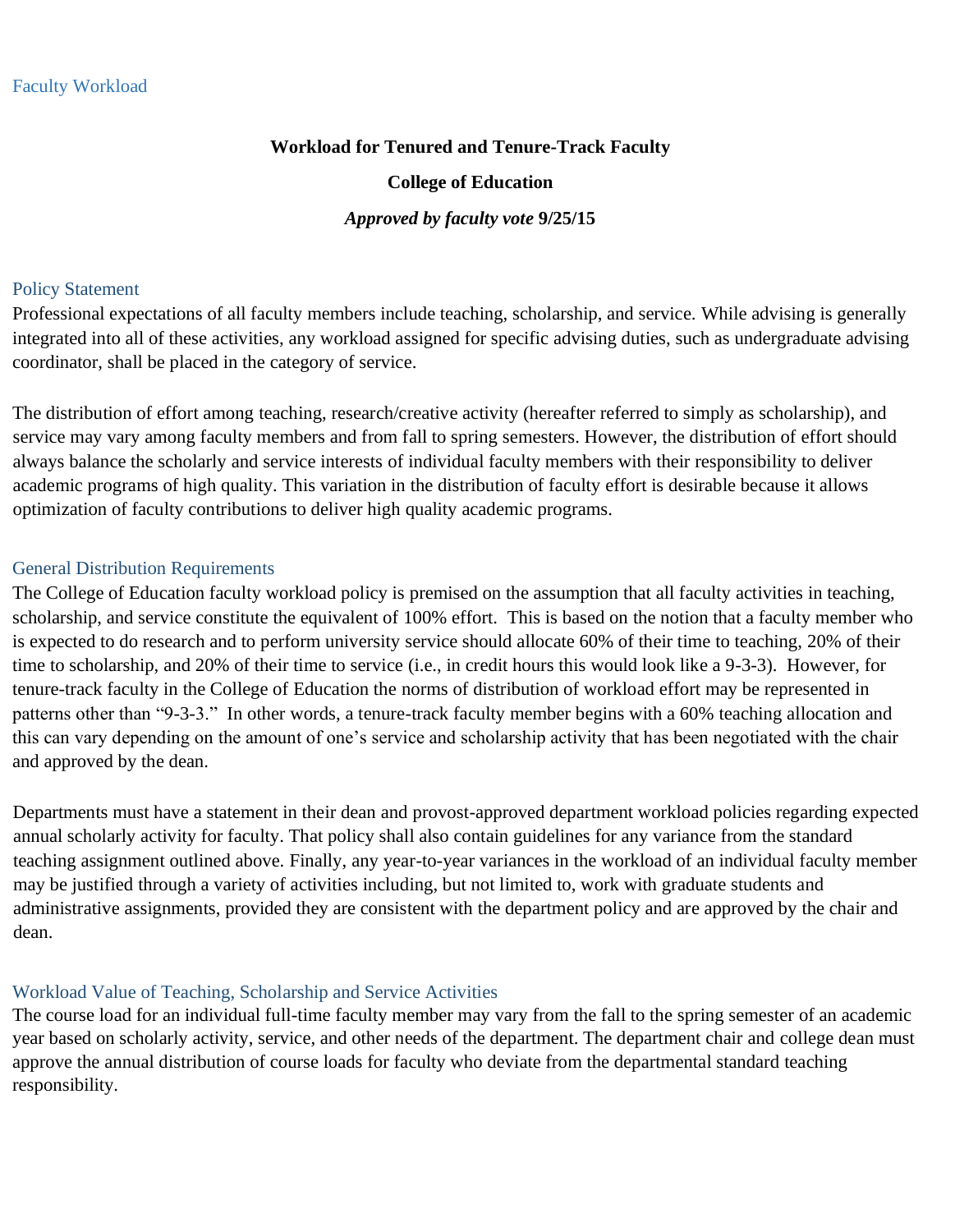# Faculty Workload

**Workload for Tenured and Tenure-Track Faculty**

**College of Education**

***Approved by faculty vote* 9/25/15**

## Policy Statement

Professional expectations of all faculty members include teaching, scholarship, and service. While advising is generally integrated into all of these activities, any workload assigned for specific advising duties, such as undergraduate advising coordinator, shall be placed in the category of service.

The distribution of effort among teaching, research/creative activity (hereafter referred to simply as scholarship), and service may vary among faculty members and from fall to spring semesters. However, the distribution of effort should always balance the scholarly and service interests of individual faculty members with their responsibility to deliver academic programs of high quality. This variation in the distribution of faculty effort is desirable because it allows optimization of faculty contributions to deliver high quality academic programs.

## General Distribution Requirements

The College of Education faculty workload policy is premised on the assumption that all faculty activities in teaching, scholarship, and service constitute the equivalent of 100% effort. This is based on the notion that a faculty member who is expected to do research and to perform university service should allocate 60% of their time to teaching, 20% of their time to scholarship, and 20% of their time to service (i.e., in credit hours this would look like a 9-3-3). However, for tenure-track faculty in the College of Education the norms of distribution of workload effort may be represented in patterns other than "9-3-3." In other words, a tenure-track faculty member begins with a 60% teaching allocation and this can vary depending on the amount of one's service and scholarship activity that has been negotiated with the chair and approved by the dean.

Departments must have a statement in their dean and provost-approved department workload policies regarding expected annual scholarly activity for faculty. That policy shall also contain guidelines for any variance from the standard teaching assignment outlined above. Finally, any year-to-year variances in the workload of an individual faculty member may be justified through a variety of activities including, but not limited to, work with graduate students and administrative assignments, provided they are consistent with the department policy and are approved by the chair and dean.

## Workload Value of Teaching, Scholarship and Service Activities

The course load for an individual full-time faculty member may vary from the fall to the spring semester of an academic year based on scholarly activity, service, and other needs of the department. The department chair and college dean must approve the annual distribution of course loads for faculty who deviate from the departmental standard teaching responsibility.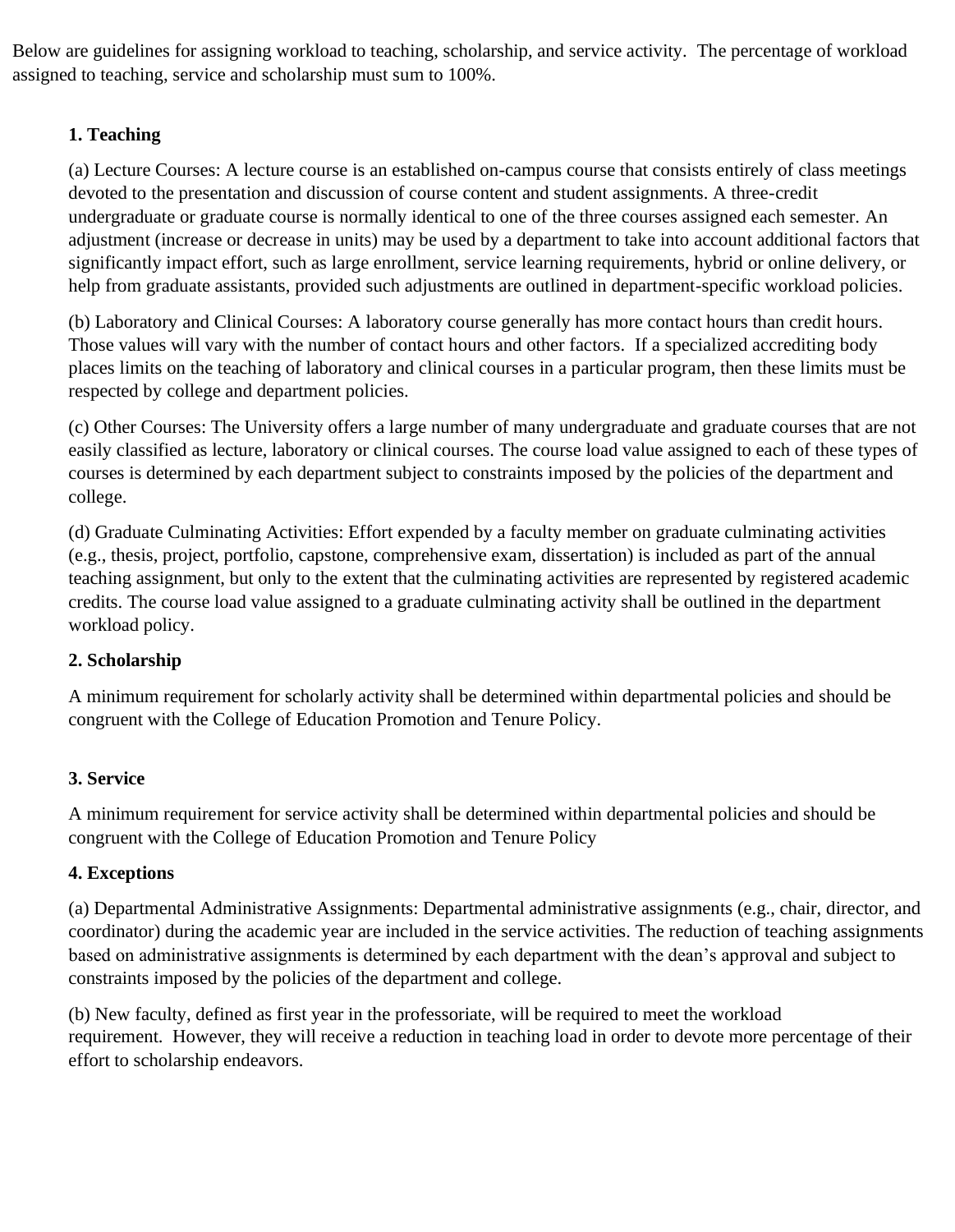Below are guidelines for assigning workload to teaching, scholarship, and service activity. The percentage of workload assigned to teaching, service and scholarship must sum to 100%.

**1. Teaching**

(a) Lecture Courses: A lecture course is an established on-campus course that consists entirely of class meetings devoted to the presentation and discussion of course content and student assignments. A three-credit undergraduate or graduate course is normally identical to one of the three courses assigned each semester. An adjustment (increase or decrease in units) may be used by a department to take into account additional factors that significantly impact effort, such as large enrollment, service learning requirements, hybrid or online delivery, or help from graduate assistants, provided such adjustments are outlined in department-specific workload policies.

(b) Laboratory and Clinical Courses: A laboratory course generally has more contact hours than credit hours. Those values will vary with the number of contact hours and other factors. If a specialized accrediting body places limits on the teaching of laboratory and clinical courses in a particular program, then these limits must be respected by college and department policies.

(c) Other Courses: The University offers a large number of many undergraduate and graduate courses that are not easily classified as lecture, laboratory or clinical courses. The course load value assigned to each of these types of courses is determined by each department subject to constraints imposed by the policies of the department and college.

(d) Graduate Culminating Activities: Effort expended by a faculty member on graduate culminating activities (e.g., thesis, project, portfolio, capstone, comprehensive exam, dissertation) is included as part of the annual teaching assignment, but only to the extent that the culminating activities are represented by registered academic credits. The course load value assigned to a graduate culminating activity shall be outlined in the department workload policy.

**2. Scholarship**

A minimum requirement for scholarly activity shall be determined within departmental policies and should be congruent with the College of Education Promotion and Tenure Policy.

**3. Service**

A minimum requirement for service activity shall be determined within departmental policies and should be congruent with the College of Education Promotion and Tenure Policy

**4. Exceptions**

(a) Departmental Administrative Assignments: Departmental administrative assignments (e.g., chair, director, and coordinator) during the academic year are included in the service activities. The reduction of teaching assignments based on administrative assignments is determined by each department with the dean's approval and subject to constraints imposed by the policies of the department and college.

(b) New faculty, defined as first year in the professoriate, will be required to meet the workload requirement. However, they will receive a reduction in teaching load in order to devote more percentage of their effort to scholarship endeavors.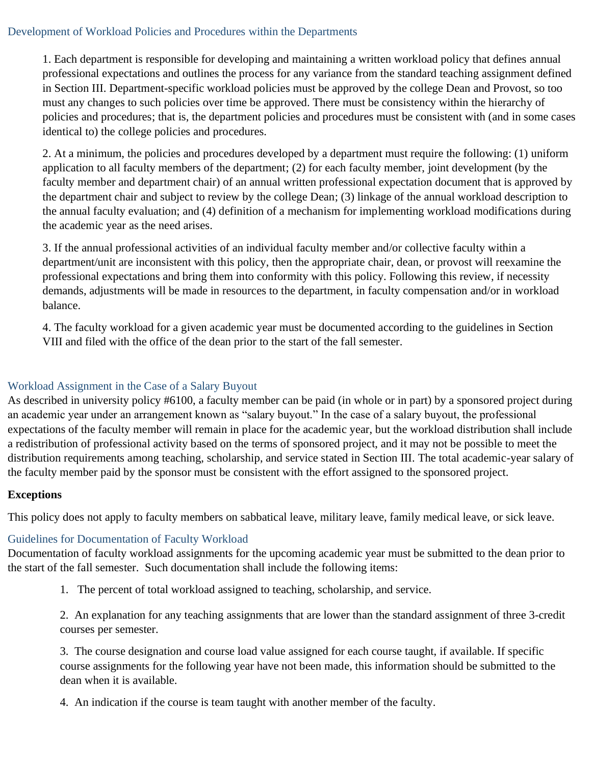## Development of Workload Policies and Procedures within the Departments

1. Each department is responsible for developing and maintaining a written workload policy that defines annual professional expectations and outlines the process for any variance from the standard teaching assignment defined in Section III. Department-specific workload policies must be approved by the college Dean and Provost, so too must any changes to such policies over time be approved. There must be consistency within the hierarchy of policies and procedures; that is, the department policies and procedures must be consistent with (and in some cases identical to) the college policies and procedures.

2. At a minimum, the policies and procedures developed by a department must require the following: (1) uniform application to all faculty members of the department; (2) for each faculty member, joint development (by the faculty member and department chair) of an annual written professional expectation document that is approved by the department chair and subject to review by the college Dean; (3) linkage of the annual workload description to the annual faculty evaluation; and (4) definition of a mechanism for implementing workload modifications during the academic year as the need arises.

3. If the annual professional activities of an individual faculty member and/or collective faculty within a department/unit are inconsistent with this policy, then the appropriate chair, dean, or provost will reexamine the professional expectations and bring them into conformity with this policy. Following this review, if necessity demands, adjustments will be made in resources to the department, in faculty compensation and/or in workload balance.

4. The faculty workload for a given academic year must be documented according to the guidelines in Section VIII and filed with the office of the dean prior to the start of the fall semester.

## Workload Assignment in the Case of a Salary Buyout

As described in university policy #6100, a faculty member can be paid (in whole or in part) by a sponsored project during an academic year under an arrangement known as “salary buyout.” In the case of a salary buyout, the professional expectations of the faculty member will remain in place for the academic year, but the workload distribution shall include a redistribution of professional activity based on the terms of sponsored project, and it may not be possible to meet the distribution requirements among teaching, scholarship, and service stated in Section III. The total academic-year salary of the faculty member paid by the sponsor must be consistent with the effort assigned to the sponsored project.

**Exceptions**

This policy does not apply to faculty members on sabbatical leave, military leave, family medical leave, or sick leave.

## Guidelines for Documentation of Faculty Workload

Documentation of faculty workload assignments for the upcoming academic year must be submitted to the dean prior to the start of the fall semester. Such documentation shall include the following items:

1. The percent of total workload assigned to teaching, scholarship, and service.

2. An explanation for any teaching assignments that are lower than the standard assignment of three 3-credit courses per semester.

3. The course designation and course load value assigned for each course taught, if available. If specific course assignments for the following year have not been made, this information should be submitted to the dean when it is available.

4. An indication if the course is team taught with another member of the faculty.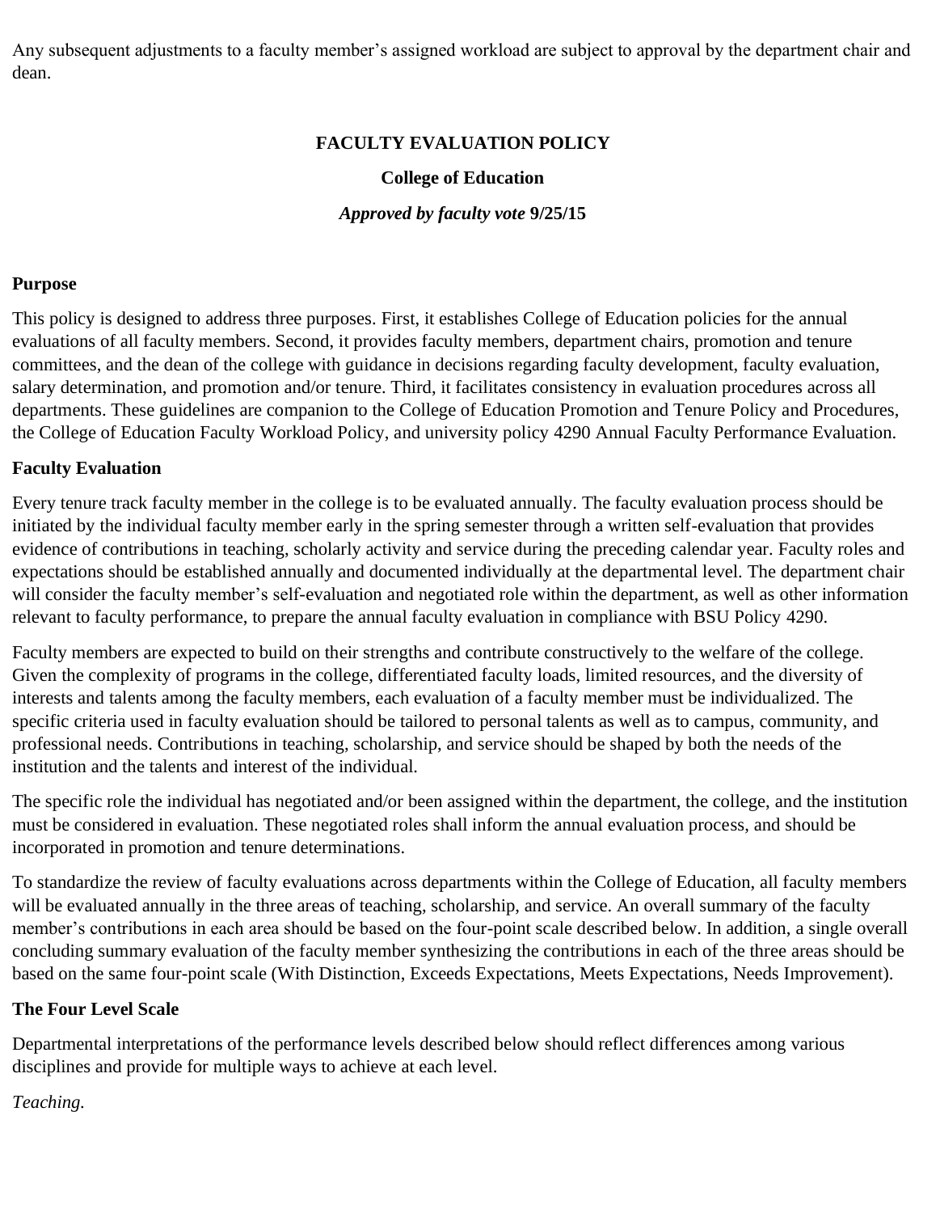Any subsequent adjustments to a faculty member's assigned workload are subject to approval by the department chair and dean.

# FACULTY EVALUATION POLICY

## College of Education

***Approved by faculty vote* 9/25/15**

### Purpose

This policy is designed to address three purposes. First, it establishes College of Education policies for the annual evaluations of all faculty members. Second, it provides faculty members, department chairs, promotion and tenure committees, and the dean of the college with guidance in decisions regarding faculty development, faculty evaluation, salary determination, and promotion and/or tenure. Third, it facilitates consistency in evaluation procedures across all departments. These guidelines are companion to the College of Education Promotion and Tenure Policy and Procedures, the College of Education Faculty Workload Policy, and university policy 4290 Annual Faculty Performance Evaluation.

### Faculty Evaluation

Every tenure track faculty member in the college is to be evaluated annually. The faculty evaluation process should be initiated by the individual faculty member early in the spring semester through a written self-evaluation that provides evidence of contributions in teaching, scholarly activity and service during the preceding calendar year. Faculty roles and expectations should be established annually and documented individually at the departmental level. The department chair will consider the faculty member's self-evaluation and negotiated role within the department, as well as other information relevant to faculty performance, to prepare the annual faculty evaluation in compliance with BSU Policy 4290.

Faculty members are expected to build on their strengths and contribute constructively to the welfare of the college. Given the complexity of programs in the college, differentiated faculty loads, limited resources, and the diversity of interests and talents among the faculty members, each evaluation of a faculty member must be individualized. The specific criteria used in faculty evaluation should be tailored to personal talents as well as to campus, community, and professional needs. Contributions in teaching, scholarship, and service should be shaped by both the needs of the institution and the talents and interest of the individual.

The specific role the individual has negotiated and/or been assigned within the department, the college, and the institution must be considered in evaluation. These negotiated roles shall inform the annual evaluation process, and should be incorporated in promotion and tenure determinations.

To standardize the review of faculty evaluations across departments within the College of Education, all faculty members will be evaluated annually in the three areas of teaching, scholarship, and service. An overall summary of the faculty member's contributions in each area should be based on the four-point scale described below. In addition, a single overall concluding summary evaluation of the faculty member synthesizing the contributions in each of the three areas should be based on the same four-point scale (With Distinction, Exceeds Expectations, Meets Expectations, Needs Improvement).

### The Four Level Scale

Departmental interpretations of the performance levels described below should reflect differences among various disciplines and provide for multiple ways to achieve at each level.

*Teaching.*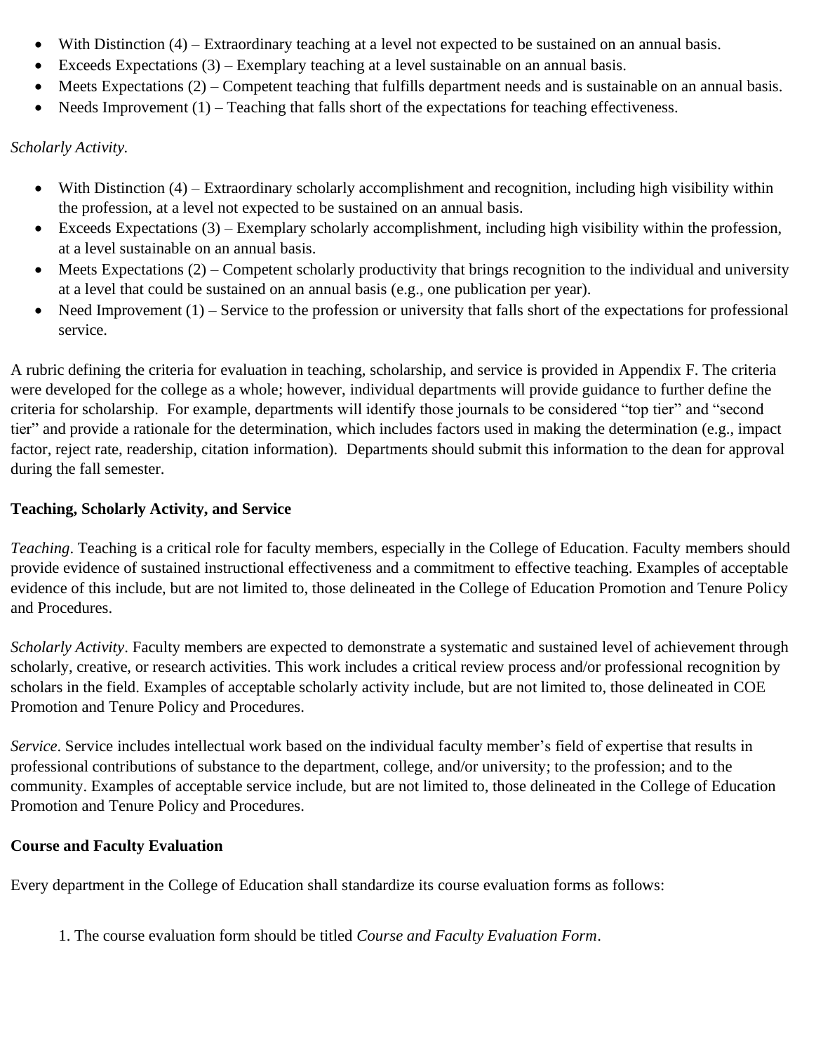- With Distinction (4) – Extraordinary teaching at a level not expected to be sustained on an annual basis.
- Exceeds Expectations (3) – Exemplary teaching at a level sustainable on an annual basis.
- Meets Expectations (2) – Competent teaching that fulfills department needs and is sustainable on an annual basis.
- Needs Improvement (1) – Teaching that falls short of the expectations for teaching effectiveness.

*Scholarly Activity.*

- With Distinction (4) – Extraordinary scholarly accomplishment and recognition, including high visibility within the profession, at a level not expected to be sustained on an annual basis.
- Exceeds Expectations (3) – Exemplary scholarly accomplishment, including high visibility within the profession, at a level sustainable on an annual basis.
- Meets Expectations (2) – Competent scholarly productivity that brings recognition to the individual and university at a level that could be sustained on an annual basis (e.g., one publication per year).
- Need Improvement (1) – Service to the profession or university that falls short of the expectations for professional service.

A rubric defining the criteria for evaluation in teaching, scholarship, and service is provided in Appendix F. The criteria were developed for the college as a whole; however, individual departments will provide guidance to further define the criteria for scholarship. For example, departments will identify those journals to be considered "top tier" and "second tier" and provide a rationale for the determination, which includes factors used in making the determination (e.g., impact factor, reject rate, readership, citation information). Departments should submit this information to the dean for approval during the fall semester.

**Teaching, Scholarly Activity, and Service**

*Teaching*. Teaching is a critical role for faculty members, especially in the College of Education. Faculty members should provide evidence of sustained instructional effectiveness and a commitment to effective teaching. Examples of acceptable evidence of this include, but are not limited to, those delineated in the College of Education Promotion and Tenure Policy and Procedures.

*Scholarly Activity*. Faculty members are expected to demonstrate a systematic and sustained level of achievement through scholarly, creative, or research activities. This work includes a critical review process and/or professional recognition by scholars in the field. Examples of acceptable scholarly activity include, but are not limited to, those delineated in COE Promotion and Tenure Policy and Procedures.

*Service*. Service includes intellectual work based on the individual faculty member's field of expertise that results in professional contributions of substance to the department, college, and/or university; to the profession; and to the community. Examples of acceptable service include, but are not limited to, those delineated in the College of Education Promotion and Tenure Policy and Procedures.

**Course and Faculty Evaluation**

Every department in the College of Education shall standardize its course evaluation forms as follows:

1. The course evaluation form should be titled *Course and Faculty Evaluation Form*.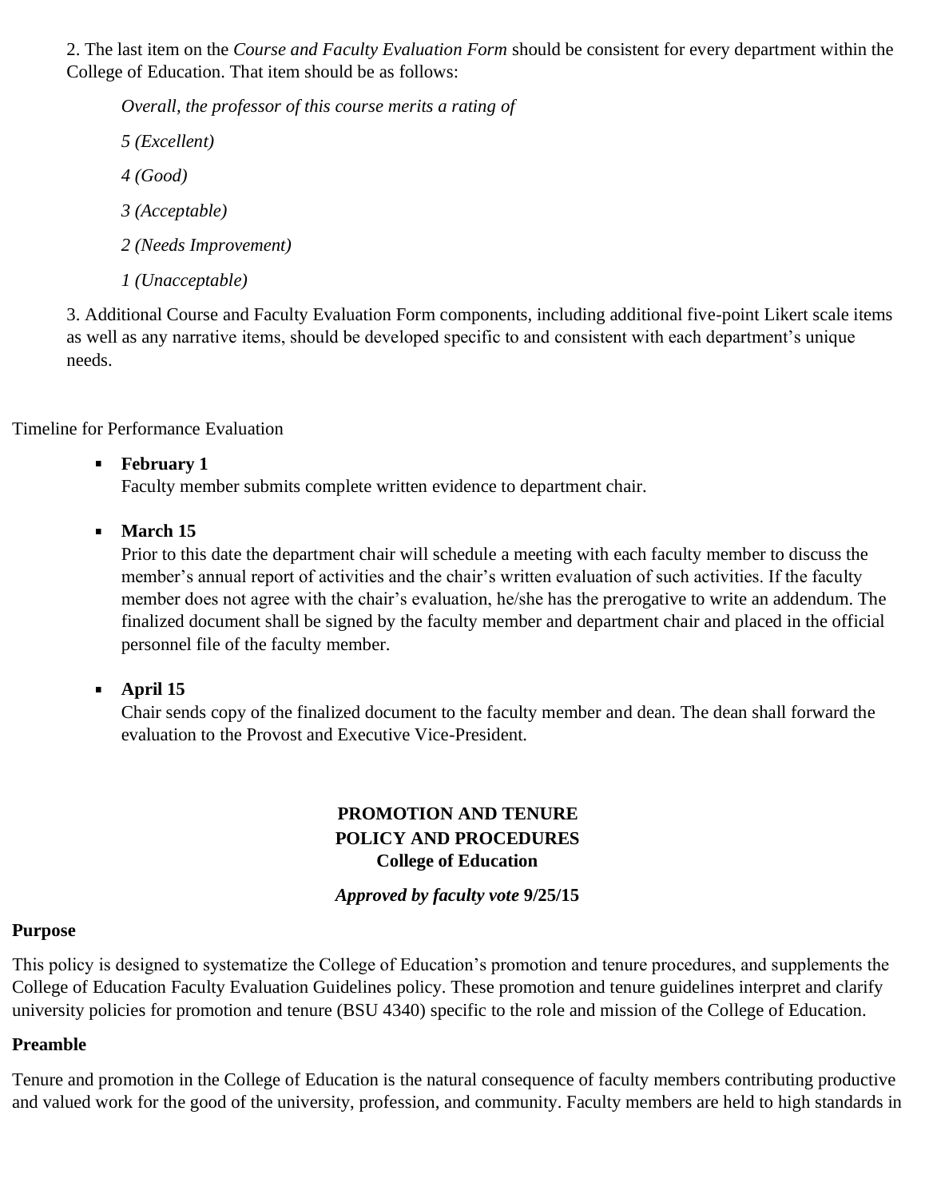2. The last item on the *Course and Faculty Evaluation Form* should be consistent for every department within the College of Education. That item should be as follows:

> *Overall, the professor of this course merits a rating of*
>
> *5 (Excellent)*
>
> *4 (Good)*
>
> *3 (Acceptable)*
>
> *2 (Needs Improvement)*
>
> *1 (Unacceptable)*

3. Additional Course and Faculty Evaluation Form components, including additional five-point Likert scale items as well as any narrative items, should be developed specific to and consistent with each department's unique needs.

Timeline for Performance Evaluation

- **February 1**
  Faculty member submits complete written evidence to department chair.

- **March 15**
  Prior to this date the department chair will schedule a meeting with each faculty member to discuss the member's annual report of activities and the chair's written evaluation of such activities. If the faculty member does not agree with the chair's evaluation, he/she has the prerogative to write an addendum. The finalized document shall be signed by the faculty member and department chair and placed in the official personnel file of the faculty member.

- **April 15**
  Chair sends copy of the finalized document to the faculty member and dean. The dean shall forward the evaluation to the Provost and Executive Vice-President.

# PROMOTION AND TENURE POLICY AND PROCEDURES
## College of Education

***Approved by faculty vote* 9/25/15**

### Purpose

This policy is designed to systematize the College of Education's promotion and tenure procedures, and supplements the College of Education Faculty Evaluation Guidelines policy. These promotion and tenure guidelines interpret and clarify university policies for promotion and tenure (BSU 4340) specific to the role and mission of the College of Education.

### Preamble

Tenure and promotion in the College of Education is the natural consequence of faculty members contributing productive and valued work for the good of the university, profession, and community. Faculty members are held to high standards in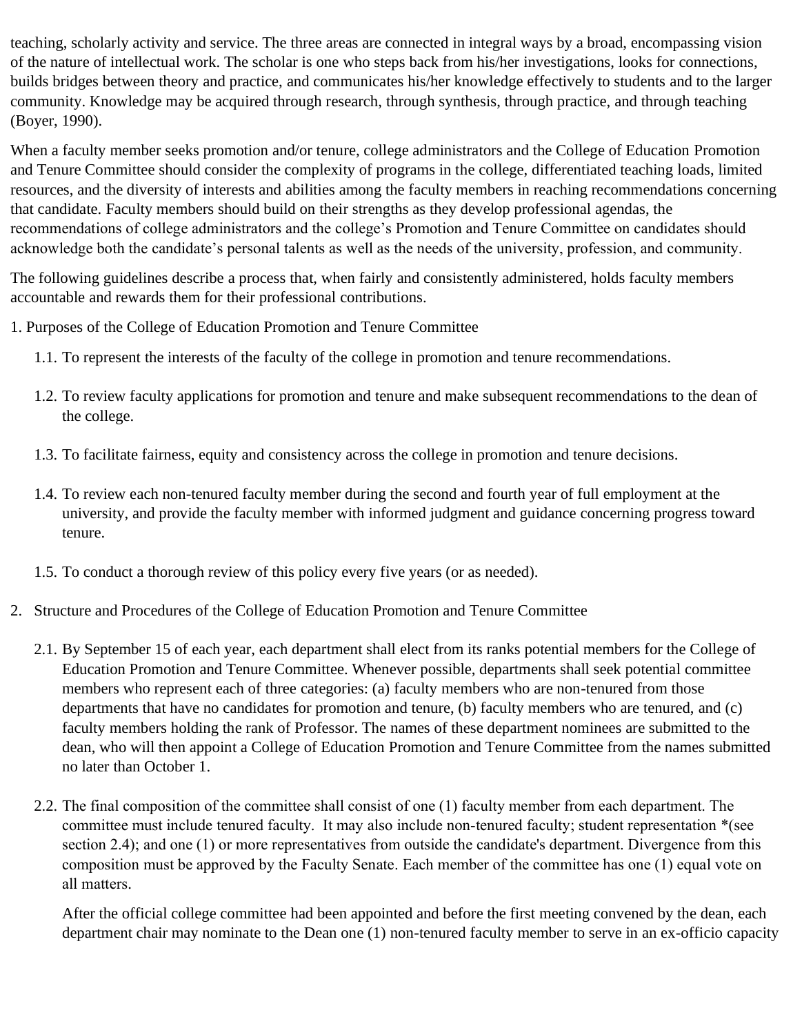teaching, scholarly activity and service. The three areas are connected in integral ways by a broad, encompassing vision of the nature of intellectual work. The scholar is one who steps back from his/her investigations, looks for connections, builds bridges between theory and practice, and communicates his/her knowledge effectively to students and to the larger community. Knowledge may be acquired through research, through synthesis, through practice, and through teaching (Boyer, 1990).

When a faculty member seeks promotion and/or tenure, college administrators and the College of Education Promotion and Tenure Committee should consider the complexity of programs in the college, differentiated teaching loads, limited resources, and the diversity of interests and abilities among the faculty members in reaching recommendations concerning that candidate. Faculty members should build on their strengths as they develop professional agendas, the recommendations of college administrators and the college's Promotion and Tenure Committee on candidates should acknowledge both the candidate's personal talents as well as the needs of the university, profession, and community.

The following guidelines describe a process that, when fairly and consistently administered, holds faculty members accountable and rewards them for their professional contributions.

1. Purposes of the College of Education Promotion and Tenure Committee

   1.1. To represent the interests of the faculty of the college in promotion and tenure recommendations.

   1.2. To review faculty applications for promotion and tenure and make subsequent recommendations to the dean of the college.

   1.3. To facilitate fairness, equity and consistency across the college in promotion and tenure decisions.

   1.4. To review each non-tenured faculty member during the second and fourth year of full employment at the university, and provide the faculty member with informed judgment and guidance concerning progress toward tenure.

   1.5. To conduct a thorough review of this policy every five years (or as needed).

2. Structure and Procedures of the College of Education Promotion and Tenure Committee

   2.1. By September 15 of each year, each department shall elect from its ranks potential members for the College of Education Promotion and Tenure Committee. Whenever possible, departments shall seek potential committee members who represent each of three categories: (a) faculty members who are non-tenured from those departments that have no candidates for promotion and tenure, (b) faculty members who are tenured, and (c) faculty members holding the rank of Professor. The names of these department nominees are submitted to the dean, who will then appoint a College of Education Promotion and Tenure Committee from the names submitted no later than October 1.

   2.2. The final composition of the committee shall consist of one (1) faculty member from each department. The committee must include tenured faculty. It may also include non-tenured faculty; student representation *(see section 2.4); and one (1) or more representatives from outside the candidate's department. Divergence from this composition must be approved by the Faculty Senate. Each member of the committee has one (1) equal vote on all matters.

   After the official college committee had been appointed and before the first meeting convened by the dean, each department chair may nominate to the Dean one (1) non-tenured faculty member to serve in an ex-officio capacity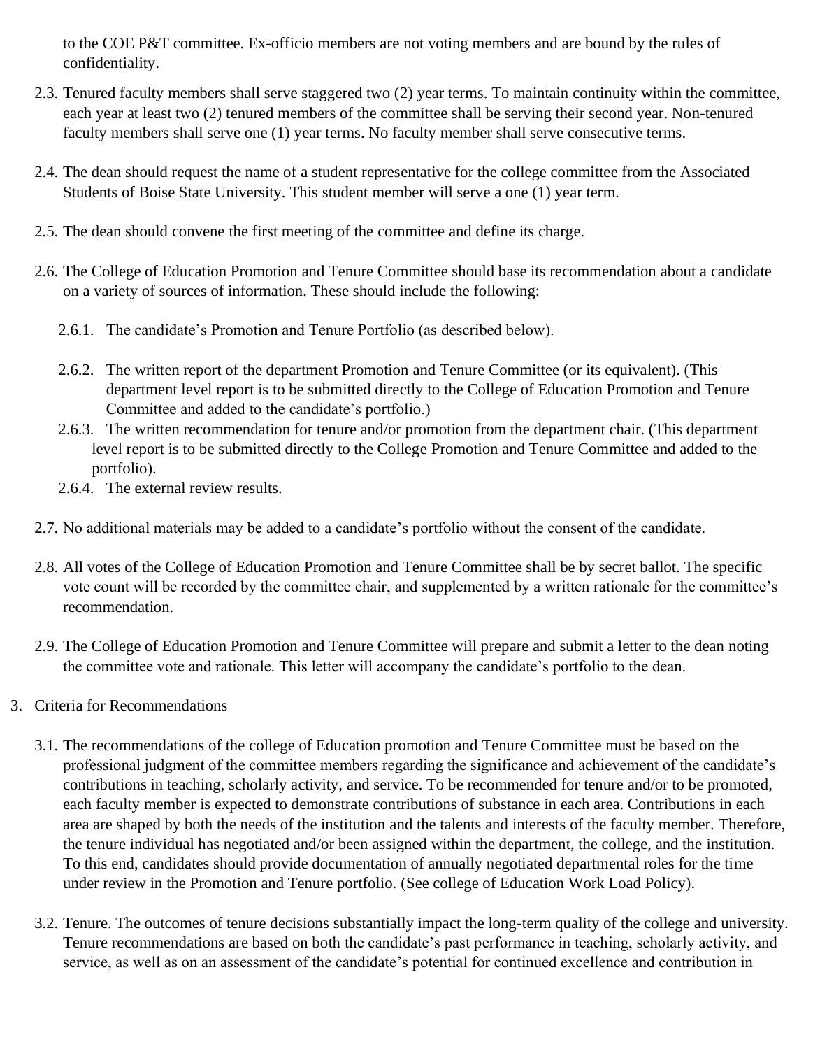to the COE P&T committee. Ex-officio members are not voting members and are bound by the rules of confidentiality.

2.3. Tenured faculty members shall serve staggered two (2) year terms. To maintain continuity within the committee, each year at least two (2) tenured members of the committee shall be serving their second year. Non-tenured faculty members shall serve one (1) year terms. No faculty member shall serve consecutive terms.

2.4. The dean should request the name of a student representative for the college committee from the Associated Students of Boise State University. This student member will serve a one (1) year term.

2.5. The dean should convene the first meeting of the committee and define its charge.

2.6. The College of Education Promotion and Tenure Committee should base its recommendation about a candidate on a variety of sources of information. These should include the following:

   2.6.1. The candidate's Promotion and Tenure Portfolio (as described below).

   2.6.2. The written report of the department Promotion and Tenure Committee (or its equivalent). (This department level report is to be submitted directly to the College of Education Promotion and Tenure Committee and added to the candidate's portfolio.)

   2.6.3. The written recommendation for tenure and/or promotion from the department chair. (This department level report is to be submitted directly to the College Promotion and Tenure Committee and added to the portfolio).

   2.6.4. The external review results.

2.7. No additional materials may be added to a candidate's portfolio without the consent of the candidate.

2.8. All votes of the College of Education Promotion and Tenure Committee shall be by secret ballot. The specific vote count will be recorded by the committee chair, and supplemented by a written rationale for the committee's recommendation.

2.9. The College of Education Promotion and Tenure Committee will prepare and submit a letter to the dean noting the committee vote and rationale. This letter will accompany the candidate's portfolio to the dean.

3. Criteria for Recommendations

3.1. The recommendations of the college of Education promotion and Tenure Committee must be based on the professional judgment of the committee members regarding the significance and achievement of the candidate's contributions in teaching, scholarly activity, and service. To be recommended for tenure and/or to be promoted, each faculty member is expected to demonstrate contributions of substance in each area. Contributions in each area are shaped by both the needs of the institution and the talents and interests of the faculty member. Therefore, the tenure individual has negotiated and/or been assigned within the department, the college, and the institution. To this end, candidates should provide documentation of annually negotiated departmental roles for the time under review in the Promotion and Tenure portfolio. (See college of Education Work Load Policy).

3.2. Tenure. The outcomes of tenure decisions substantially impact the long-term quality of the college and university. Tenure recommendations are based on both the candidate's past performance in teaching, scholarly activity, and service, as well as on an assessment of the candidate's potential for continued excellence and contribution in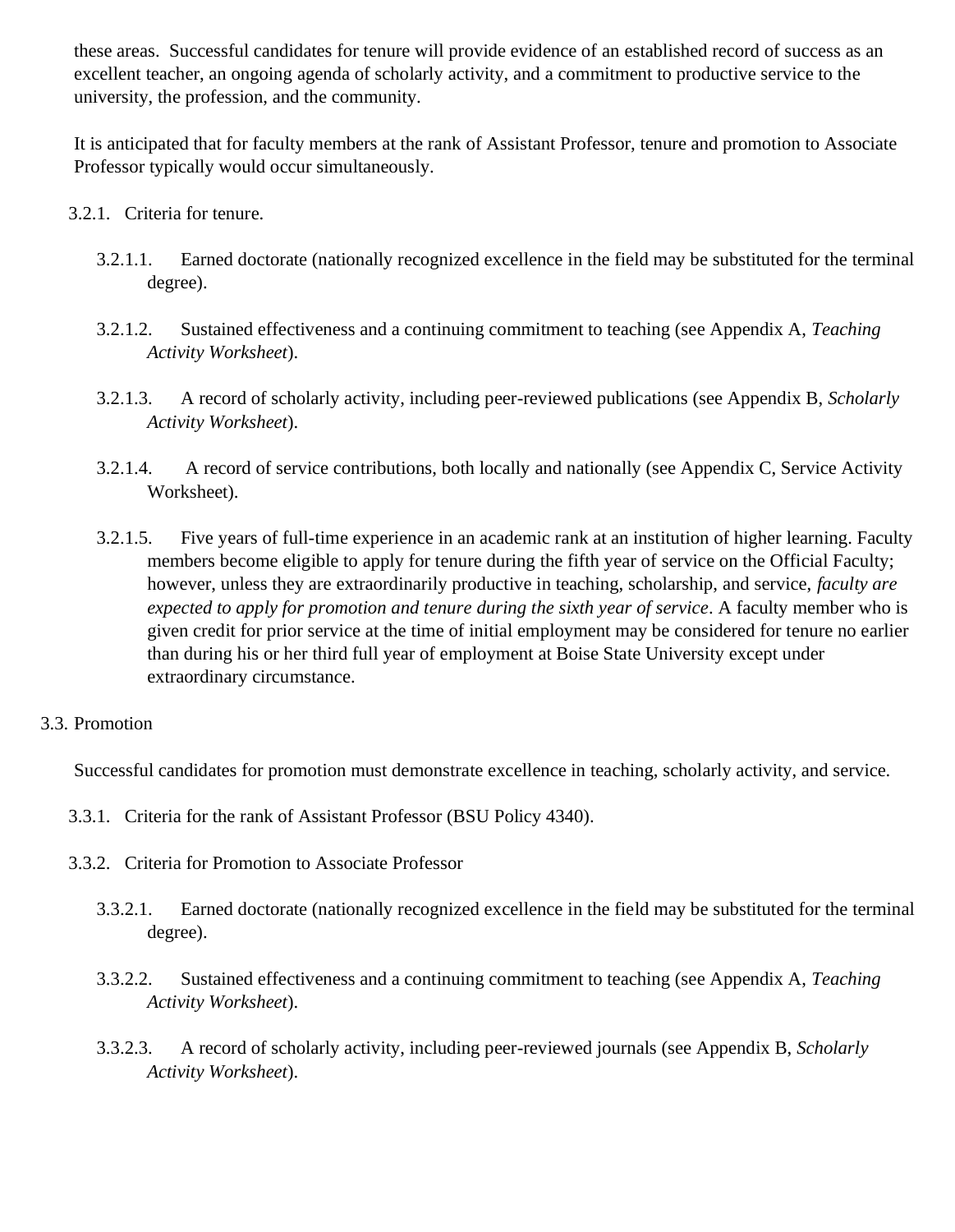these areas. Successful candidates for tenure will provide evidence of an established record of success as an excellent teacher, an ongoing agenda of scholarly activity, and a commitment to productive service to the university, the profession, and the community.

It is anticipated that for faculty members at the rank of Assistant Professor, tenure and promotion to Associate Professor typically would occur simultaneously.

3.2.1. Criteria for tenure.

3.2.1.1. Earned doctorate (nationally recognized excellence in the field may be substituted for the terminal degree).

3.2.1.2. Sustained effectiveness and a continuing commitment to teaching (see Appendix A, *Teaching Activity Worksheet*).

3.2.1.3. A record of scholarly activity, including peer-reviewed publications (see Appendix B, *Scholarly Activity Worksheet*).

3.2.1.4. A record of service contributions, both locally and nationally (see Appendix C, Service Activity Worksheet).

3.2.1.5. Five years of full-time experience in an academic rank at an institution of higher learning. Faculty members become eligible to apply for tenure during the fifth year of service on the Official Faculty; however, unless they are extraordinarily productive in teaching, scholarship, and service, *faculty are expected to apply for promotion and tenure during the sixth year of service*. A faculty member who is given credit for prior service at the time of initial employment may be considered for tenure no earlier than during his or her third full year of employment at Boise State University except under extraordinary circumstance.

## 3.3. Promotion

Successful candidates for promotion must demonstrate excellence in teaching, scholarly activity, and service.

3.3.1. Criteria for the rank of Assistant Professor (BSU Policy 4340).

3.3.2. Criteria for Promotion to Associate Professor

3.3.2.1. Earned doctorate (nationally recognized excellence in the field may be substituted for the terminal degree).

3.3.2.2. Sustained effectiveness and a continuing commitment to teaching (see Appendix A, *Teaching Activity Worksheet*).

3.3.2.3. A record of scholarly activity, including peer-reviewed journals (see Appendix B, *Scholarly Activity Worksheet*).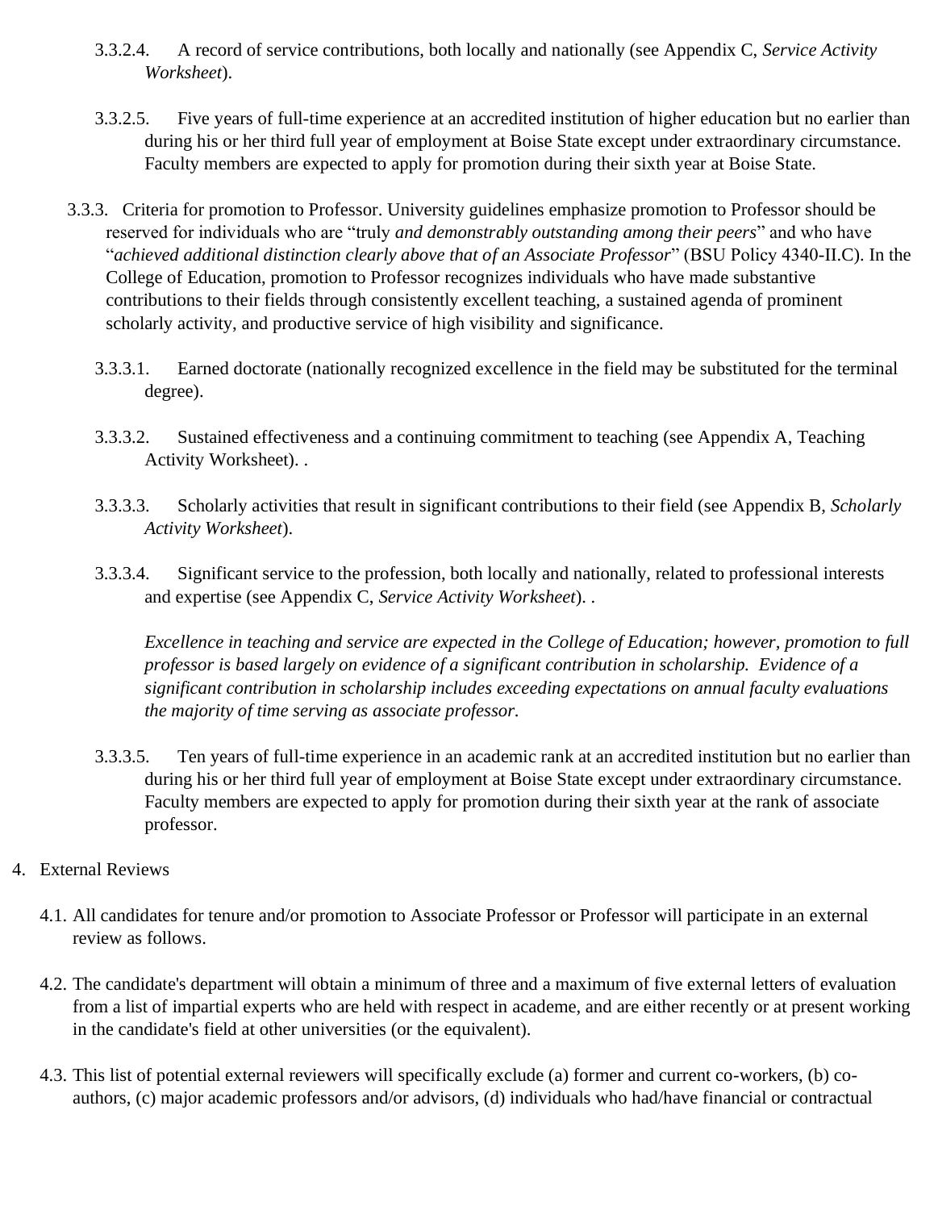3.3.2.4. A record of service contributions, both locally and nationally (see Appendix C, *Service Activity Worksheet*).

3.3.2.5. Five years of full-time experience at an accredited institution of higher education but no earlier than during his or her third full year of employment at Boise State except under extraordinary circumstance. Faculty members are expected to apply for promotion during their sixth year at Boise State.

3.3.3. Criteria for promotion to Professor. University guidelines emphasize promotion to Professor should be reserved for individuals who are "truly *and demonstrably outstanding among their peers*" and who have "*achieved additional distinction clearly above that of an Associate Professor*" (BSU Policy 4340-II.C). In the College of Education, promotion to Professor recognizes individuals who have made substantive contributions to their fields through consistently excellent teaching, a sustained agenda of prominent scholarly activity, and productive service of high visibility and significance.

3.3.3.1. Earned doctorate (nationally recognized excellence in the field may be substituted for the terminal degree).

3.3.3.2. Sustained effectiveness and a continuing commitment to teaching (see Appendix A, Teaching Activity Worksheet). .

3.3.3.3. Scholarly activities that result in significant contributions to their field (see Appendix B, *Scholarly Activity Worksheet*).

3.3.3.4. Significant service to the profession, both locally and nationally, related to professional interests and expertise (see Appendix C, *Service Activity Worksheet*). .

*Excellence in teaching and service are expected in the College of Education; however, promotion to full professor is based largely on evidence of a significant contribution in scholarship. Evidence of a significant contribution in scholarship includes exceeding expectations on annual faculty evaluations the majority of time serving as associate professor.*

3.3.3.5. Ten years of full-time experience in an academic rank at an accredited institution but no earlier than during his or her third full year of employment at Boise State except under extraordinary circumstance. Faculty members are expected to apply for promotion during their sixth year at the rank of associate professor.

4. External Reviews

4.1. All candidates for tenure and/or promotion to Associate Professor or Professor will participate in an external review as follows.

4.2. The candidate's department will obtain a minimum of three and a maximum of five external letters of evaluation from a list of impartial experts who are held with respect in academe, and are either recently or at present working in the candidate's field at other universities (or the equivalent).

4.3. This list of potential external reviewers will specifically exclude (a) former and current co-workers, (b) co-authors, (c) major academic professors and/or advisors, (d) individuals who had/have financial or contractual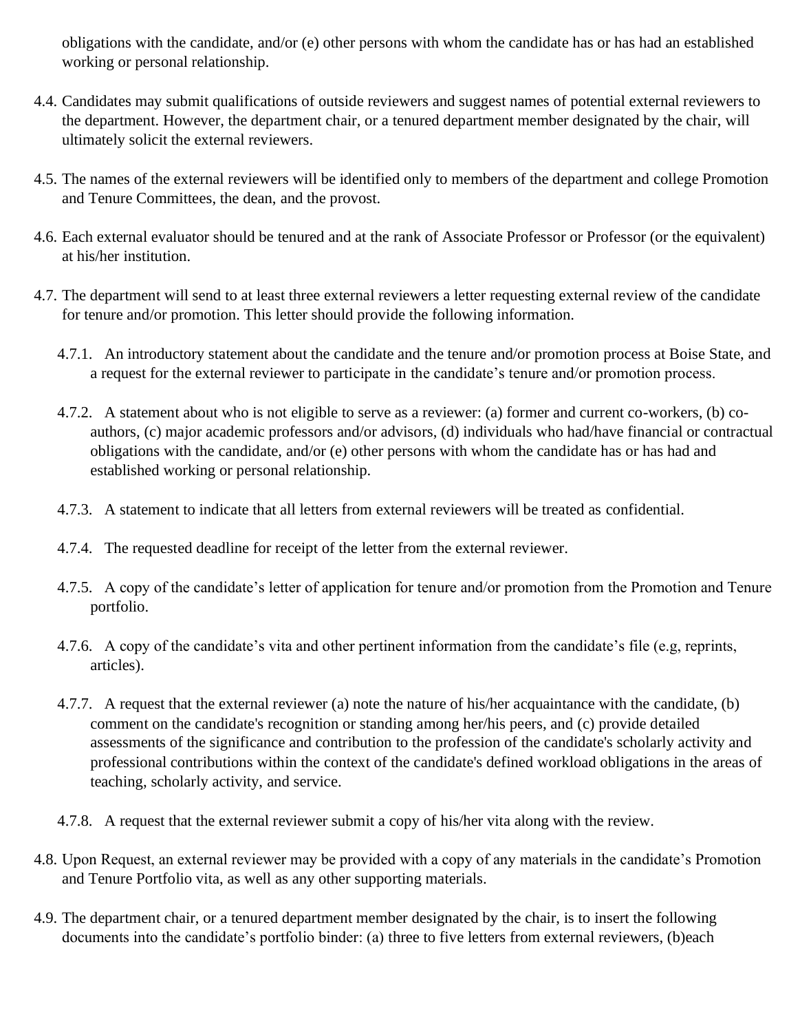obligations with the candidate, and/or (e) other persons with whom the candidate has or has had an established working or personal relationship.

4.4. Candidates may submit qualifications of outside reviewers and suggest names of potential external reviewers to the department. However, the department chair, or a tenured department member designated by the chair, will ultimately solicit the external reviewers.

4.5. The names of the external reviewers will be identified only to members of the department and college Promotion and Tenure Committees, the dean, and the provost.

4.6. Each external evaluator should be tenured and at the rank of Associate Professor or Professor (or the equivalent) at his/her institution.

4.7. The department will send to at least three external reviewers a letter requesting external review of the candidate for tenure and/or promotion. This letter should provide the following information.

4.7.1. An introductory statement about the candidate and the tenure and/or promotion process at Boise State, and a request for the external reviewer to participate in the candidate's tenure and/or promotion process.

4.7.2. A statement about who is not eligible to serve as a reviewer: (a) former and current co-workers, (b) co-authors, (c) major academic professors and/or advisors, (d) individuals who had/have financial or contractual obligations with the candidate, and/or (e) other persons with whom the candidate has or has had and established working or personal relationship.

4.7.3. A statement to indicate that all letters from external reviewers will be treated as confidential.

4.7.4. The requested deadline for receipt of the letter from the external reviewer.

4.7.5. A copy of the candidate's letter of application for tenure and/or promotion from the Promotion and Tenure portfolio.

4.7.6. A copy of the candidate's vita and other pertinent information from the candidate's file (e.g, reprints, articles).

4.7.7. A request that the external reviewer (a) note the nature of his/her acquaintance with the candidate, (b) comment on the candidate's recognition or standing among her/his peers, and (c) provide detailed assessments of the significance and contribution to the profession of the candidate's scholarly activity and professional contributions within the context of the candidate's defined workload obligations in the areas of teaching, scholarly activity, and service.

4.7.8. A request that the external reviewer submit a copy of his/her vita along with the review.

4.8. Upon Request, an external reviewer may be provided with a copy of any materials in the candidate's Promotion and Tenure Portfolio vita, as well as any other supporting materials.

4.9. The department chair, or a tenured department member designated by the chair, is to insert the following documents into the candidate's portfolio binder: (a) three to five letters from external reviewers, (b)each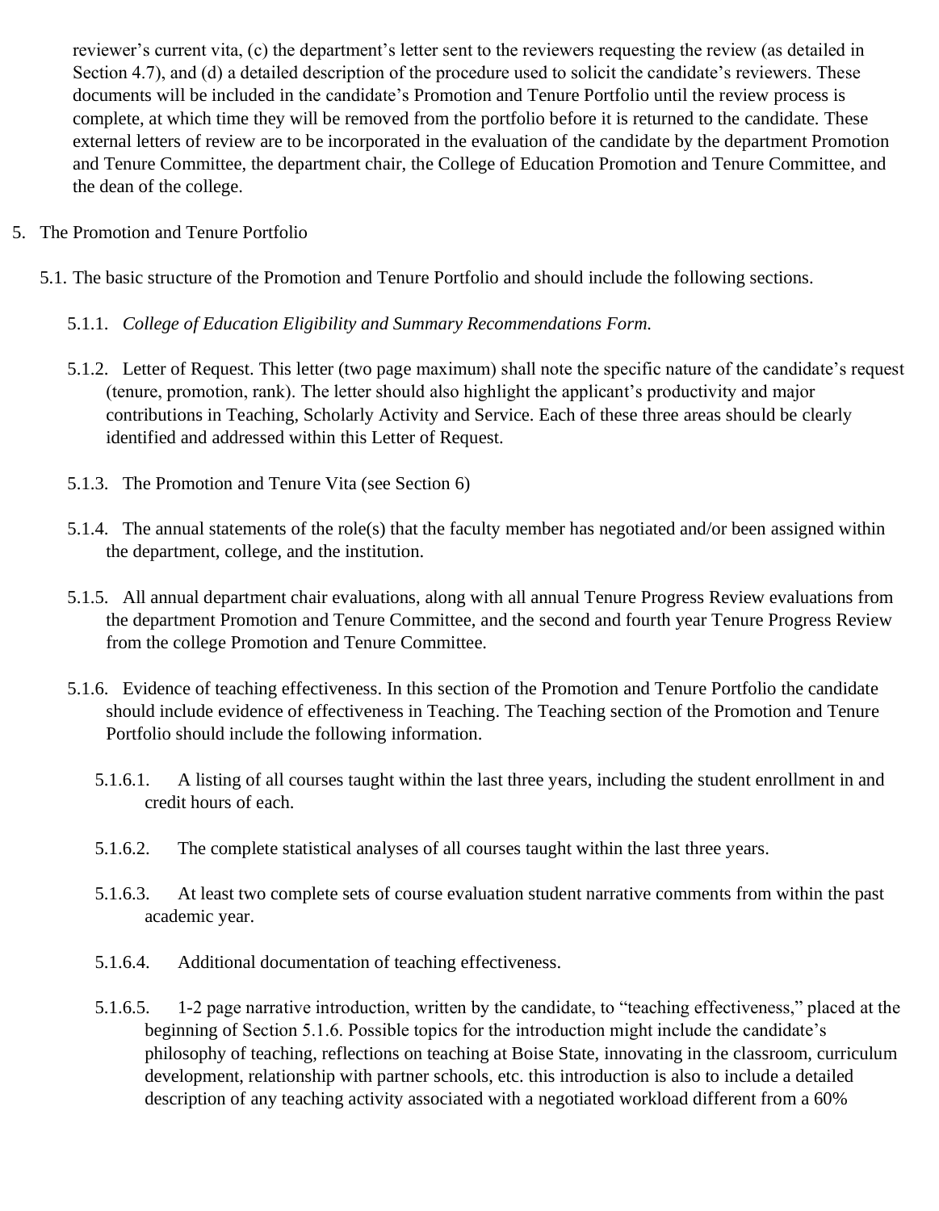reviewer's current vita, (c) the department's letter sent to the reviewers requesting the review (as detailed in Section 4.7), and (d) a detailed description of the procedure used to solicit the candidate's reviewers. These documents will be included in the candidate's Promotion and Tenure Portfolio until the review process is complete, at which time they will be removed from the portfolio before it is returned to the candidate. These external letters of review are to be incorporated in the evaluation of the candidate by the department Promotion and Tenure Committee, the department chair, the College of Education Promotion and Tenure Committee, and the dean of the college.

5. The Promotion and Tenure Portfolio

5.1. The basic structure of the Promotion and Tenure Portfolio and should include the following sections.

5.1.1. *College of Education Eligibility and Summary Recommendations Form.*

5.1.2. Letter of Request. This letter (two page maximum) shall note the specific nature of the candidate's request (tenure, promotion, rank). The letter should also highlight the applicant's productivity and major contributions in Teaching, Scholarly Activity and Service. Each of these three areas should be clearly identified and addressed within this Letter of Request.

5.1.3. The Promotion and Tenure Vita (see Section 6)

5.1.4. The annual statements of the role(s) that the faculty member has negotiated and/or been assigned within the department, college, and the institution.

5.1.5. All annual department chair evaluations, along with all annual Tenure Progress Review evaluations from the department Promotion and Tenure Committee, and the second and fourth year Tenure Progress Review from the college Promotion and Tenure Committee.

5.1.6. Evidence of teaching effectiveness. In this section of the Promotion and Tenure Portfolio the candidate should include evidence of effectiveness in Teaching. The Teaching section of the Promotion and Tenure Portfolio should include the following information.

5.1.6.1. A listing of all courses taught within the last three years, including the student enrollment in and credit hours of each.

5.1.6.2. The complete statistical analyses of all courses taught within the last three years.

5.1.6.3. At least two complete sets of course evaluation student narrative comments from within the past academic year.

5.1.6.4. Additional documentation of teaching effectiveness.

5.1.6.5. 1-2 page narrative introduction, written by the candidate, to "teaching effectiveness," placed at the beginning of Section 5.1.6. Possible topics for the introduction might include the candidate's philosophy of teaching, reflections on teaching at Boise State, innovating in the classroom, curriculum development, relationship with partner schools, etc. this introduction is also to include a detailed description of any teaching activity associated with a negotiated workload different from a 60%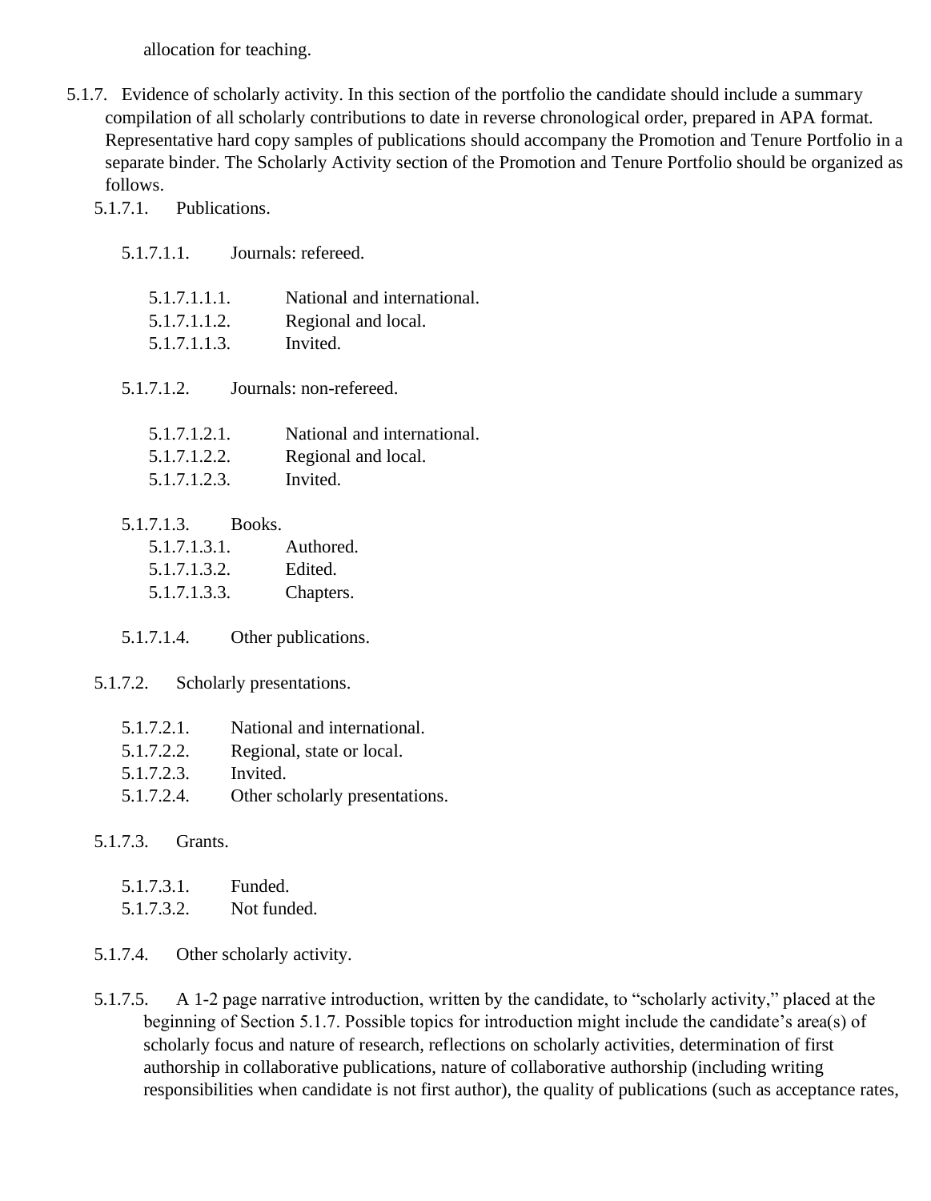allocation for teaching.

5.1.7. Evidence of scholarly activity. In this section of the portfolio the candidate should include a summary compilation of all scholarly contributions to date in reverse chronological order, prepared in APA format. Representative hard copy samples of publications should accompany the Promotion and Tenure Portfolio in a separate binder. The Scholarly Activity section of the Promotion and Tenure Portfolio should be organized as follows.

- 5.1.7.1. Publications.
  - 5.1.7.1.1. Journals: refereed.
    - 5.1.7.1.1.1. National and international.
    - 5.1.7.1.1.2. Regional and local.
    - 5.1.7.1.1.3. Invited.
  - 5.1.7.1.2. Journals: non-refereed.
    - 5.1.7.1.2.1. National and international.
    - 5.1.7.1.2.2. Regional and local.
    - 5.1.7.1.2.3. Invited.
  - 5.1.7.1.3. Books.
    - 5.1.7.1.3.1. Authored.
    - 5.1.7.1.3.2. Edited.
    - 5.1.7.1.3.3. Chapters.
  - 5.1.7.1.4. Other publications.
- 5.1.7.2. Scholarly presentations.
  - 5.1.7.2.1. National and international.
  - 5.1.7.2.2. Regional, state or local.
  - 5.1.7.2.3. Invited.
  - 5.1.7.2.4. Other scholarly presentations.
- 5.1.7.3. Grants.
  - 5.1.7.3.1. Funded.
  - 5.1.7.3.2. Not funded.
- 5.1.7.4. Other scholarly activity.
- 5.1.7.5. A 1-2 page narrative introduction, written by the candidate, to "scholarly activity," placed at the beginning of Section 5.1.7. Possible topics for introduction might include the candidate's area(s) of scholarly focus and nature of research, reflections on scholarly activities, determination of first authorship in collaborative publications, nature of collaborative authorship (including writing responsibilities when candidate is not first author), the quality of publications (such as acceptance rates,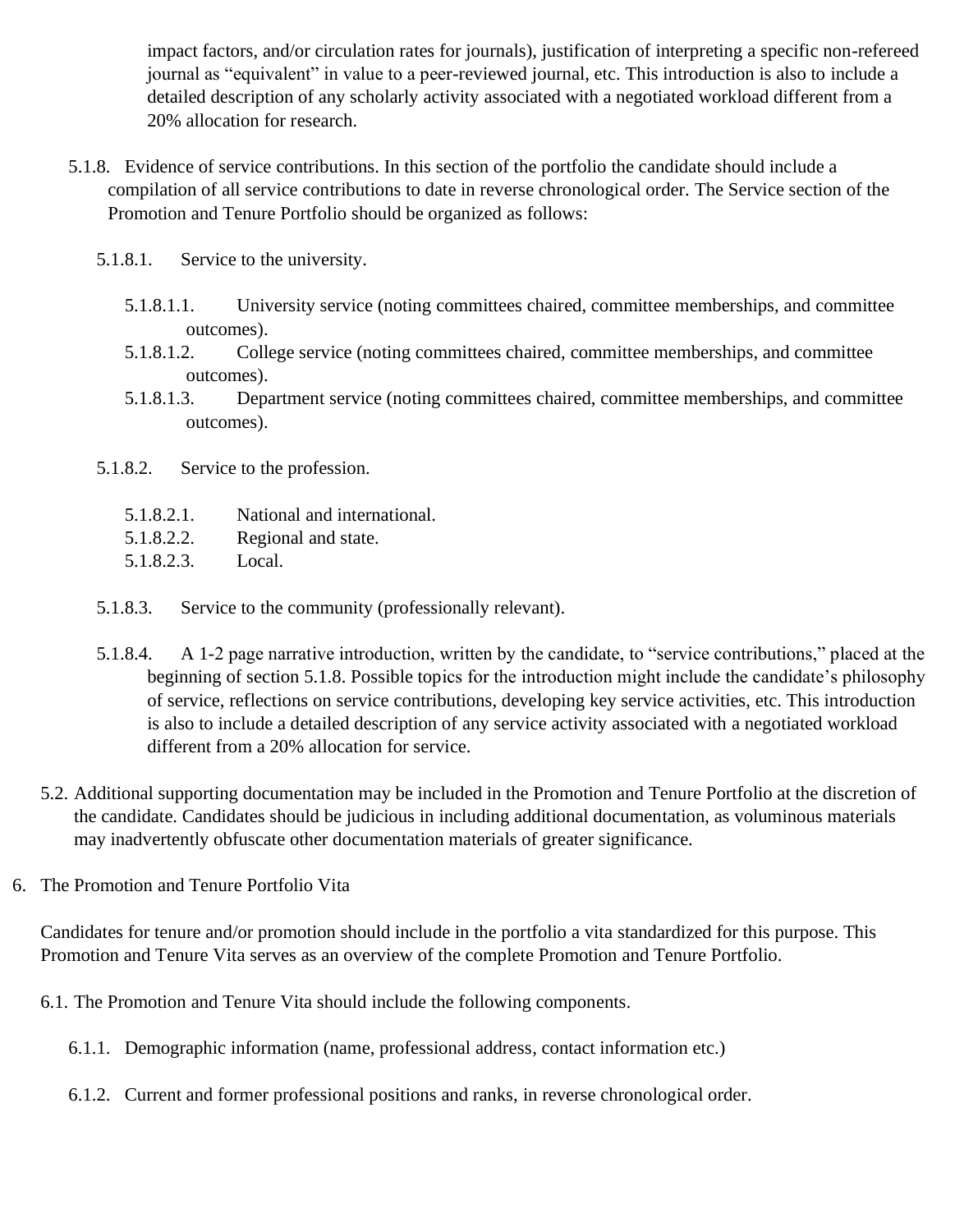impact factors, and/or circulation rates for journals), justification of interpreting a specific non-refereed journal as "equivalent" in value to a peer-reviewed journal, etc. This introduction is also to include a detailed description of any scholarly activity associated with a negotiated workload different from a 20% allocation for research.

5.1.8. Evidence of service contributions. In this section of the portfolio the candidate should include a compilation of all service contributions to date in reverse chronological order. The Service section of the Promotion and Tenure Portfolio should be organized as follows:

5.1.8.1. Service to the university.

5.1.8.1.1. University service (noting committees chaired, committee memberships, and committee outcomes).

5.1.8.1.2. College service (noting committees chaired, committee memberships, and committee outcomes).

5.1.8.1.3. Department service (noting committees chaired, committee memberships, and committee outcomes).

5.1.8.2. Service to the profession.

5.1.8.2.1. National and international.

5.1.8.2.2. Regional and state.

5.1.8.2.3. Local.

5.1.8.3. Service to the community (professionally relevant).

5.1.8.4. A 1-2 page narrative introduction, written by the candidate, to "service contributions," placed at the beginning of section 5.1.8. Possible topics for the introduction might include the candidate's philosophy of service, reflections on service contributions, developing key service activities, etc. This introduction is also to include a detailed description of any service activity associated with a negotiated workload different from a 20% allocation for service.

5.2. Additional supporting documentation may be included in the Promotion and Tenure Portfolio at the discretion of the candidate. Candidates should be judicious in including additional documentation, as voluminous materials may inadvertently obfuscate other documentation materials of greater significance.

6. The Promotion and Tenure Portfolio Vita

Candidates for tenure and/or promotion should include in the portfolio a vita standardized for this purpose. This Promotion and Tenure Vita serves as an overview of the complete Promotion and Tenure Portfolio.

6.1. The Promotion and Tenure Vita should include the following components.

6.1.1. Demographic information (name, professional address, contact information etc.)

6.1.2. Current and former professional positions and ranks, in reverse chronological order.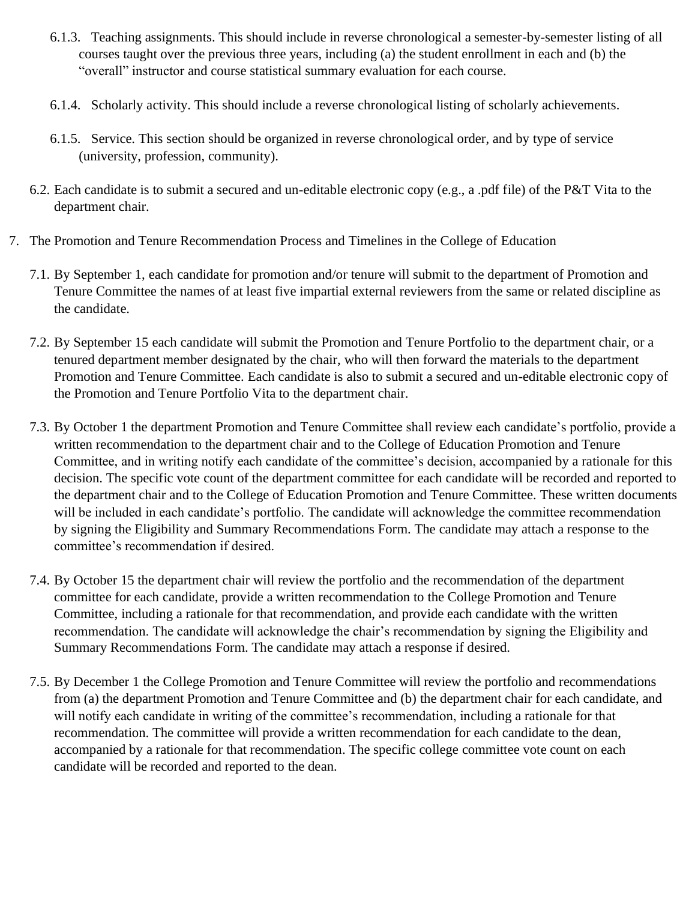6.1.3. Teaching assignments. This should include in reverse chronological a semester-by-semester listing of all courses taught over the previous three years, including (a) the student enrollment in each and (b) the "overall" instructor and course statistical summary evaluation for each course.

6.1.4. Scholarly activity. This should include a reverse chronological listing of scholarly achievements.

6.1.5. Service. This section should be organized in reverse chronological order, and by type of service (university, profession, community).

6.2. Each candidate is to submit a secured and un-editable electronic copy (e.g., a .pdf file) of the P&T Vita to the department chair.

7. The Promotion and Tenure Recommendation Process and Timelines in the College of Education

7.1. By September 1, each candidate for promotion and/or tenure will submit to the department of Promotion and Tenure Committee the names of at least five impartial external reviewers from the same or related discipline as the candidate.

7.2. By September 15 each candidate will submit the Promotion and Tenure Portfolio to the department chair, or a tenured department member designated by the chair, who will then forward the materials to the department Promotion and Tenure Committee. Each candidate is also to submit a secured and un-editable electronic copy of the Promotion and Tenure Portfolio Vita to the department chair.

7.3. By October 1 the department Promotion and Tenure Committee shall review each candidate's portfolio, provide a written recommendation to the department chair and to the College of Education Promotion and Tenure Committee, and in writing notify each candidate of the committee's decision, accompanied by a rationale for this decision. The specific vote count of the department committee for each candidate will be recorded and reported to the department chair and to the College of Education Promotion and Tenure Committee. These written documents will be included in each candidate's portfolio. The candidate will acknowledge the committee recommendation by signing the Eligibility and Summary Recommendations Form. The candidate may attach a response to the committee's recommendation if desired.

7.4. By October 15 the department chair will review the portfolio and the recommendation of the department committee for each candidate, provide a written recommendation to the College Promotion and Tenure Committee, including a rationale for that recommendation, and provide each candidate with the written recommendation. The candidate will acknowledge the chair's recommendation by signing the Eligibility and Summary Recommendations Form. The candidate may attach a response if desired.

7.5. By December 1 the College Promotion and Tenure Committee will review the portfolio and recommendations from (a) the department Promotion and Tenure Committee and (b) the department chair for each candidate, and will notify each candidate in writing of the committee's recommendation, including a rationale for that recommendation. The committee will provide a written recommendation for each candidate to the dean, accompanied by a rationale for that recommendation. The specific college committee vote count on each candidate will be recorded and reported to the dean.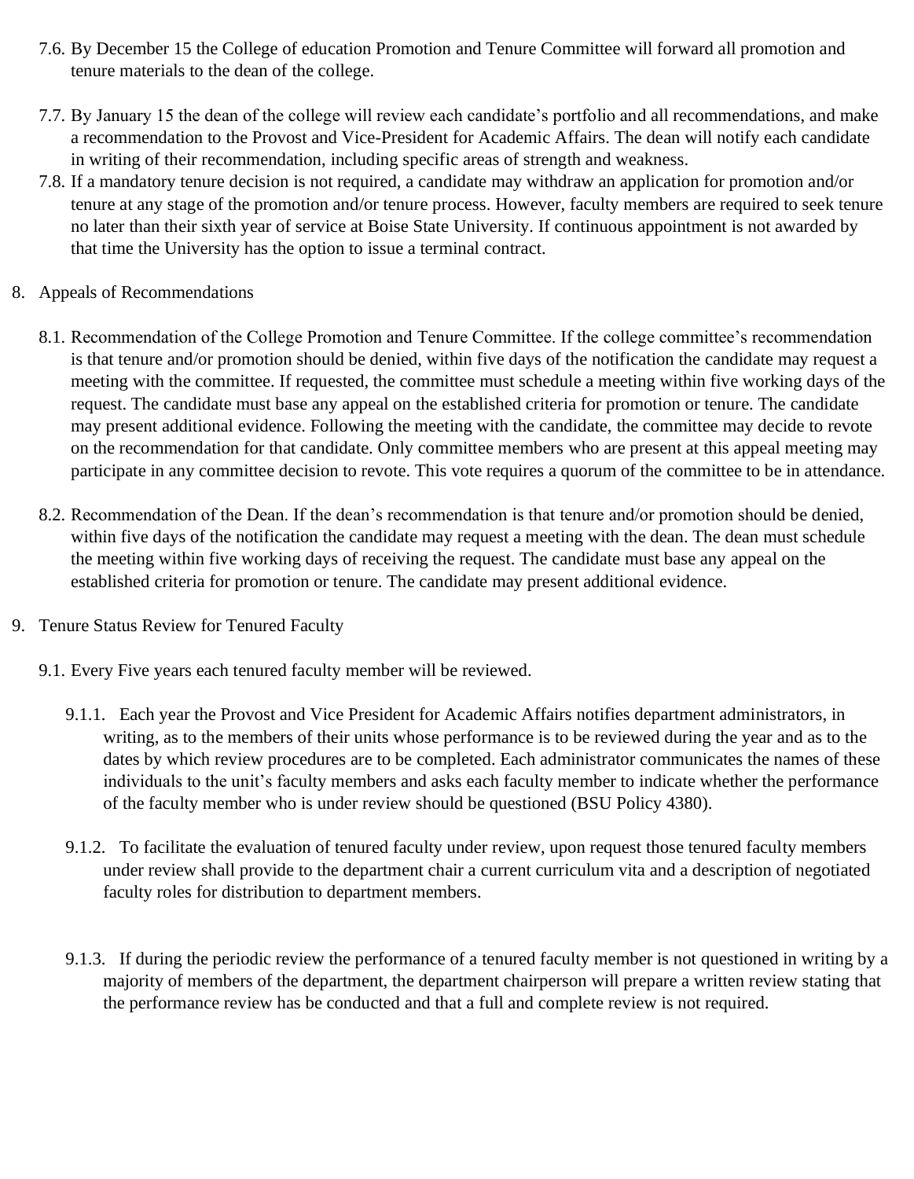7.6. By December 15 the College of education Promotion and Tenure Committee will forward all promotion and tenure materials to the dean of the college.

7.7. By January 15 the dean of the college will review each candidate's portfolio and all recommendations, and make a recommendation to the Provost and Vice-President for Academic Affairs. The dean will notify each candidate in writing of their recommendation, including specific areas of strength and weakness.

7.8. If a mandatory tenure decision is not required, a candidate may withdraw an application for promotion and/or tenure at any stage of the promotion and/or tenure process. However, faculty members are required to seek tenure no later than their sixth year of service at Boise State University. If continuous appointment is not awarded by that time the University has the option to issue a terminal contract.

8. Appeals of Recommendations

8.1. Recommendation of the College Promotion and Tenure Committee. If the college committee's recommendation is that tenure and/or promotion should be denied, within five days of the notification the candidate may request a meeting with the committee. If requested, the committee must schedule a meeting within five working days of the request. The candidate must base any appeal on the established criteria for promotion or tenure. The candidate may present additional evidence. Following the meeting with the candidate, the committee may decide to revote on the recommendation for that candidate. Only committee members who are present at this appeal meeting may participate in any committee decision to revote. This vote requires a quorum of the committee to be in attendance.

8.2. Recommendation of the Dean. If the dean's recommendation is that tenure and/or promotion should be denied, within five days of the notification the candidate may request a meeting with the dean. The dean must schedule the meeting within five working days of receiving the request. The candidate must base any appeal on the established criteria for promotion or tenure. The candidate may present additional evidence.

9. Tenure Status Review for Tenured Faculty

9.1. Every Five years each tenured faculty member will be reviewed.

9.1.1. Each year the Provost and Vice President for Academic Affairs notifies department administrators, in writing, as to the members of their units whose performance is to be reviewed during the year and as to the dates by which review procedures are to be completed. Each administrator communicates the names of these individuals to the unit's faculty members and asks each faculty member to indicate whether the performance of the faculty member who is under review should be questioned (BSU Policy 4380).

9.1.2. To facilitate the evaluation of tenured faculty under review, upon request those tenured faculty members under review shall provide to the department chair a current curriculum vita and a description of negotiated faculty roles for distribution to department members.

9.1.3. If during the periodic review the performance of a tenured faculty member is not questioned in writing by a majority of members of the department, the department chairperson will prepare a written review stating that the performance review has be conducted and that a full and complete review is not required.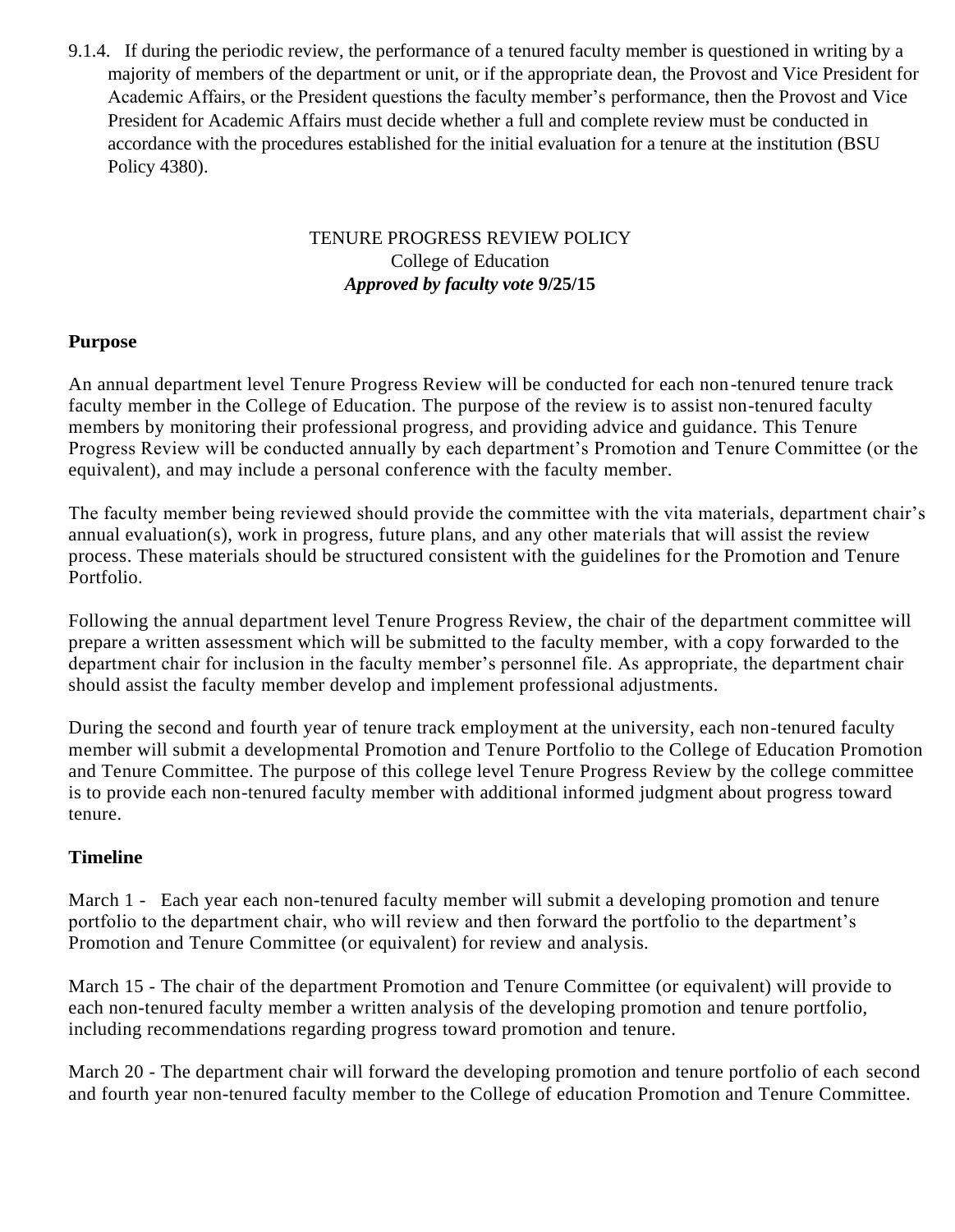9.1.4. If during the periodic review, the performance of a tenured faculty member is questioned in writing by a majority of members of the department or unit, or if the appropriate dean, the Provost and Vice President for Academic Affairs, or the President questions the faculty member's performance, then the Provost and Vice President for Academic Affairs must decide whether a full and complete review must be conducted in accordance with the procedures established for the initial evaluation for a tenure at the institution (BSU Policy 4380).

<div align="center">

TENURE PROGRESS REVIEW POLICY
College of Education
***Approved by faculty vote* 9/25/15**

</div>

**Purpose**

An annual department level Tenure Progress Review will be conducted for each non-tenured tenure track faculty member in the College of Education. The purpose of the review is to assist non-tenured faculty members by monitoring their professional progress, and providing advice and guidance. This Tenure Progress Review will be conducted annually by each department's Promotion and Tenure Committee (or the equivalent), and may include a personal conference with the faculty member.

The faculty member being reviewed should provide the committee with the vita materials, department chair's annual evaluation(s), work in progress, future plans, and any other materials that will assist the review process. These materials should be structured consistent with the guidelines for the Promotion and Tenure Portfolio.

Following the annual department level Tenure Progress Review, the chair of the department committee will prepare a written assessment which will be submitted to the faculty member, with a copy forwarded to the department chair for inclusion in the faculty member's personnel file. As appropriate, the department chair should assist the faculty member develop and implement professional adjustments.

During the second and fourth year of tenure track employment at the university, each non-tenured faculty member will submit a developmental Promotion and Tenure Portfolio to the College of Education Promotion and Tenure Committee. The purpose of this college level Tenure Progress Review by the college committee is to provide each non-tenured faculty member with additional informed judgment about progress toward tenure.

**Timeline**

March 1 - Each year each non-tenured faculty member will submit a developing promotion and tenure portfolio to the department chair, who will review and then forward the portfolio to the department's Promotion and Tenure Committee (or equivalent) for review and analysis.

March 15 - The chair of the department Promotion and Tenure Committee (or equivalent) will provide to each non-tenured faculty member a written analysis of the developing promotion and tenure portfolio, including recommendations regarding progress toward promotion and tenure.

March 20 - The department chair will forward the developing promotion and tenure portfolio of each second and fourth year non-tenured faculty member to the College of education Promotion and Tenure Committee.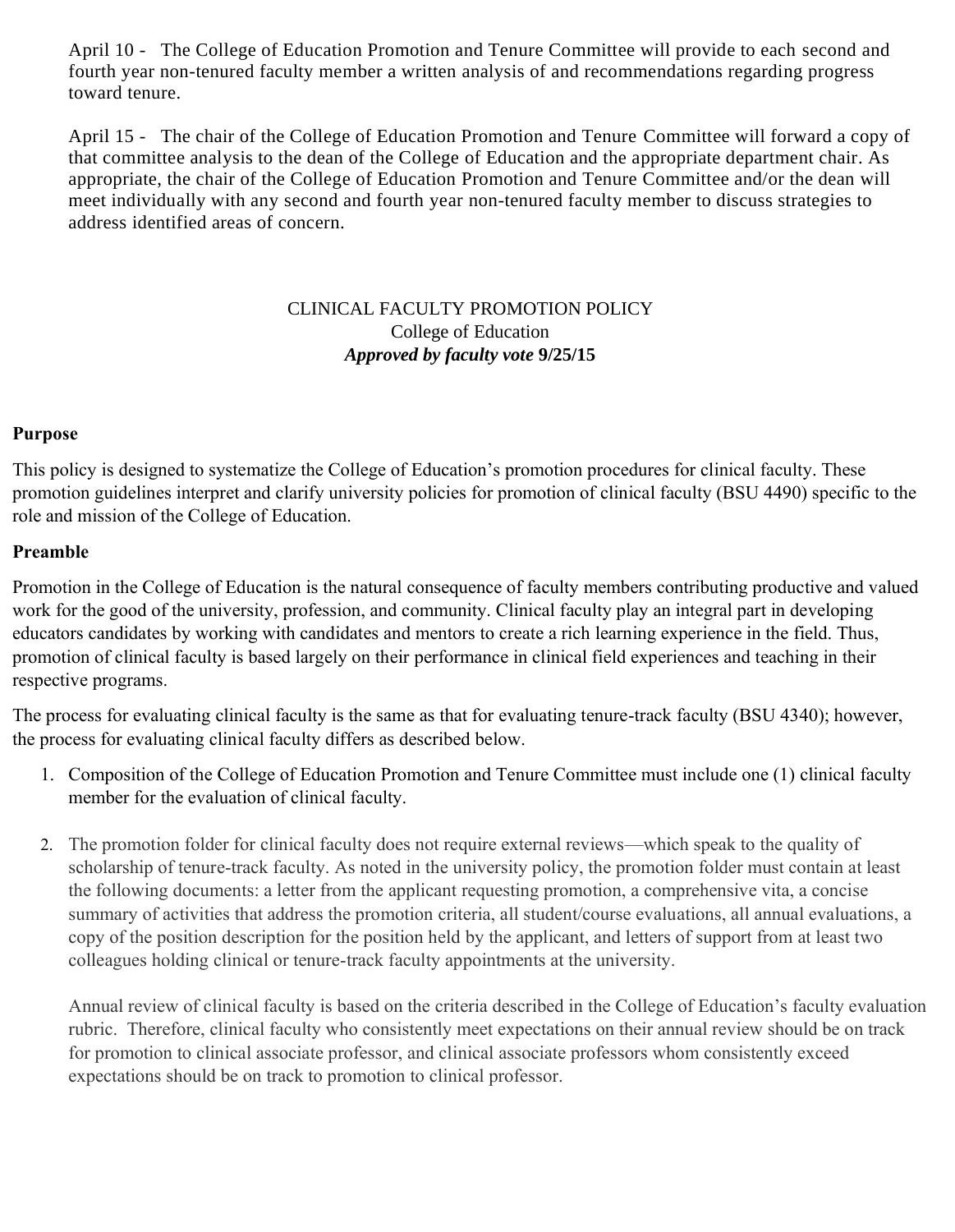April 10 - The College of Education Promotion and Tenure Committee will provide to each second and fourth year non-tenured faculty member a written analysis of and recommendations regarding progress toward tenure.

April 15 - The chair of the College of Education Promotion and Tenure Committee will forward a copy of that committee analysis to the dean of the College of Education and the appropriate department chair. As appropriate, the chair of the College of Education Promotion and Tenure Committee and/or the dean will meet individually with any second and fourth year non-tenured faculty member to discuss strategies to address identified areas of concern.

## CLINICAL FACULTY PROMOTION POLICY

College of Education

***Approved by faculty vote* 9/25/15**

### Purpose

This policy is designed to systematize the College of Education's promotion procedures for clinical faculty. These promotion guidelines interpret and clarify university policies for promotion of clinical faculty (BSU 4490) specific to the role and mission of the College of Education.

### Preamble

Promotion in the College of Education is the natural consequence of faculty members contributing productive and valued work for the good of the university, profession, and community. Clinical faculty play an integral part in developing educators candidates by working with candidates and mentors to create a rich learning experience in the field. Thus, promotion of clinical faculty is based largely on their performance in clinical field experiences and teaching in their respective programs.

The process for evaluating clinical faculty is the same as that for evaluating tenure-track faculty (BSU 4340); however, the process for evaluating clinical faculty differs as described below.

1. Composition of the College of Education Promotion and Tenure Committee must include one (1) clinical faculty member for the evaluation of clinical faculty.

2. The promotion folder for clinical faculty does not require external reviews—which speak to the quality of scholarship of tenure-track faculty. As noted in the university policy, the promotion folder must contain at least the following documents: a letter from the applicant requesting promotion, a comprehensive vita, a concise summary of activities that address the promotion criteria, all student/course evaluations, all annual evaluations, a copy of the position description for the position held by the applicant, and letters of support from at least two colleagues holding clinical or tenure-track faculty appointments at the university.

   Annual review of clinical faculty is based on the criteria described in the College of Education's faculty evaluation rubric. Therefore, clinical faculty who consistently meet expectations on their annual review should be on track for promotion to clinical associate professor, and clinical associate professors whom consistently exceed expectations should be on track to promotion to clinical professor.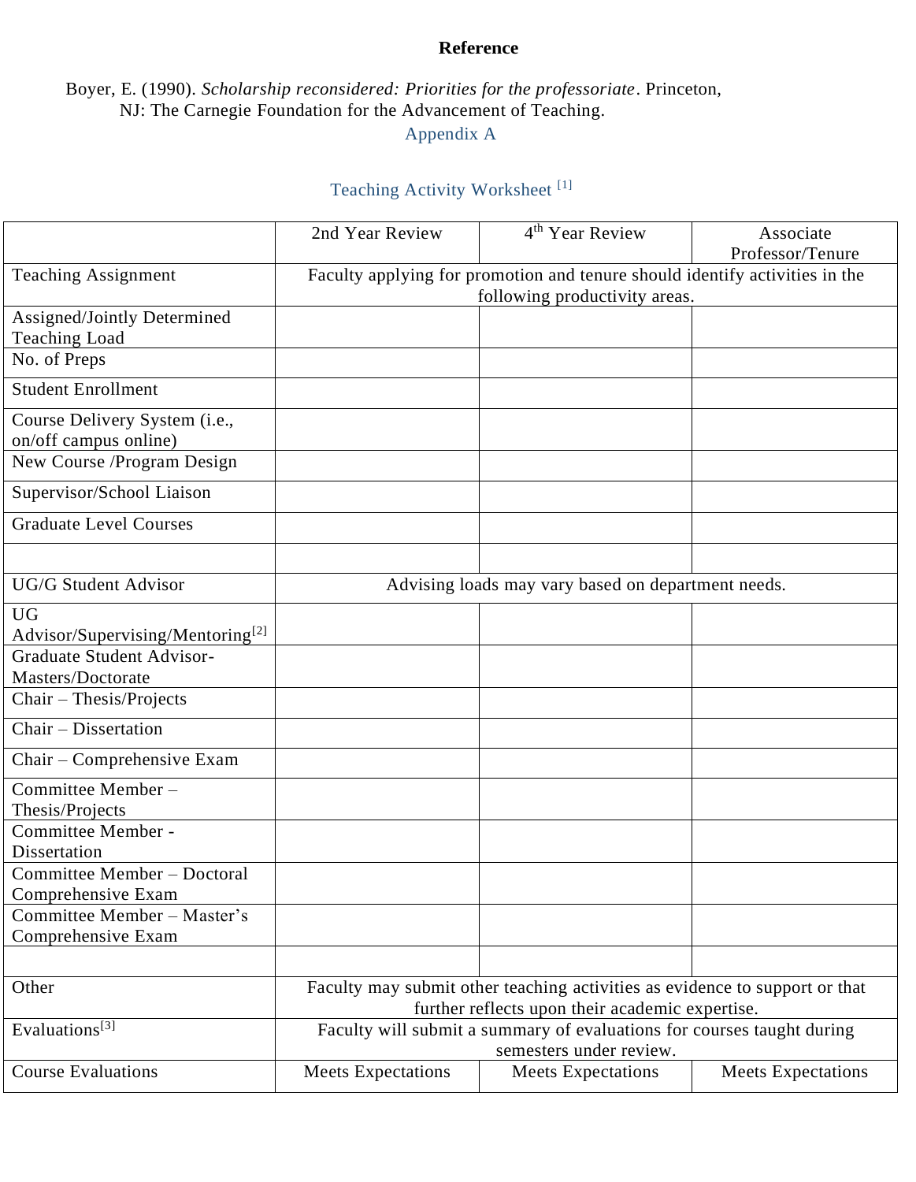**Reference**

Boyer, E. (1990). *Scholarship reconsidered: Priorities for the professoriate*. Princeton, NJ: The Carnegie Foundation for the Advancement of Teaching.

## Appendix A

### Teaching Activity Worksheet [1]

| | 2nd Year Review | 4th Year Review | Associate Professor/Tenure |
|---|---|---|---|
| Teaching Assignment | Faculty applying for promotion and tenure should identify activities in the following productivity areas. | | |
| Assigned/Jointly Determined Teaching Load | | | |
| No. of Preps | | | |
| Student Enrollment | | | |
| Course Delivery System (i.e., on/off campus online) | | | |
| New Course /Program Design | | | |
| Supervisor/School Liaison | | | |
| Graduate Level Courses | | | |
| | | | |
| UG/G Student Advisor | Advising loads may vary based on department needs. | | |
| UG Advisor/Supervising/Mentoring[2] | | | |
| Graduate Student Advisor-Masters/Doctorate | | | |
| Chair – Thesis/Projects | | | |
| Chair – Dissertation | | | |
| Chair – Comprehensive Exam | | | |
| Committee Member – Thesis/Projects | | | |
| Committee Member - Dissertation | | | |
| Committee Member – Doctoral Comprehensive Exam | | | |
| Committee Member – Master's Comprehensive Exam | | | |
| | | | |
| Other | Faculty may submit other teaching activities as evidence to support or that further reflects upon their academic expertise. | | |
| Evaluations[3] | Faculty will submit a summary of evaluations for courses taught during semesters under review. | | |
| Course Evaluations | Meets Expectations | Meets Expectations | Meets Expectations |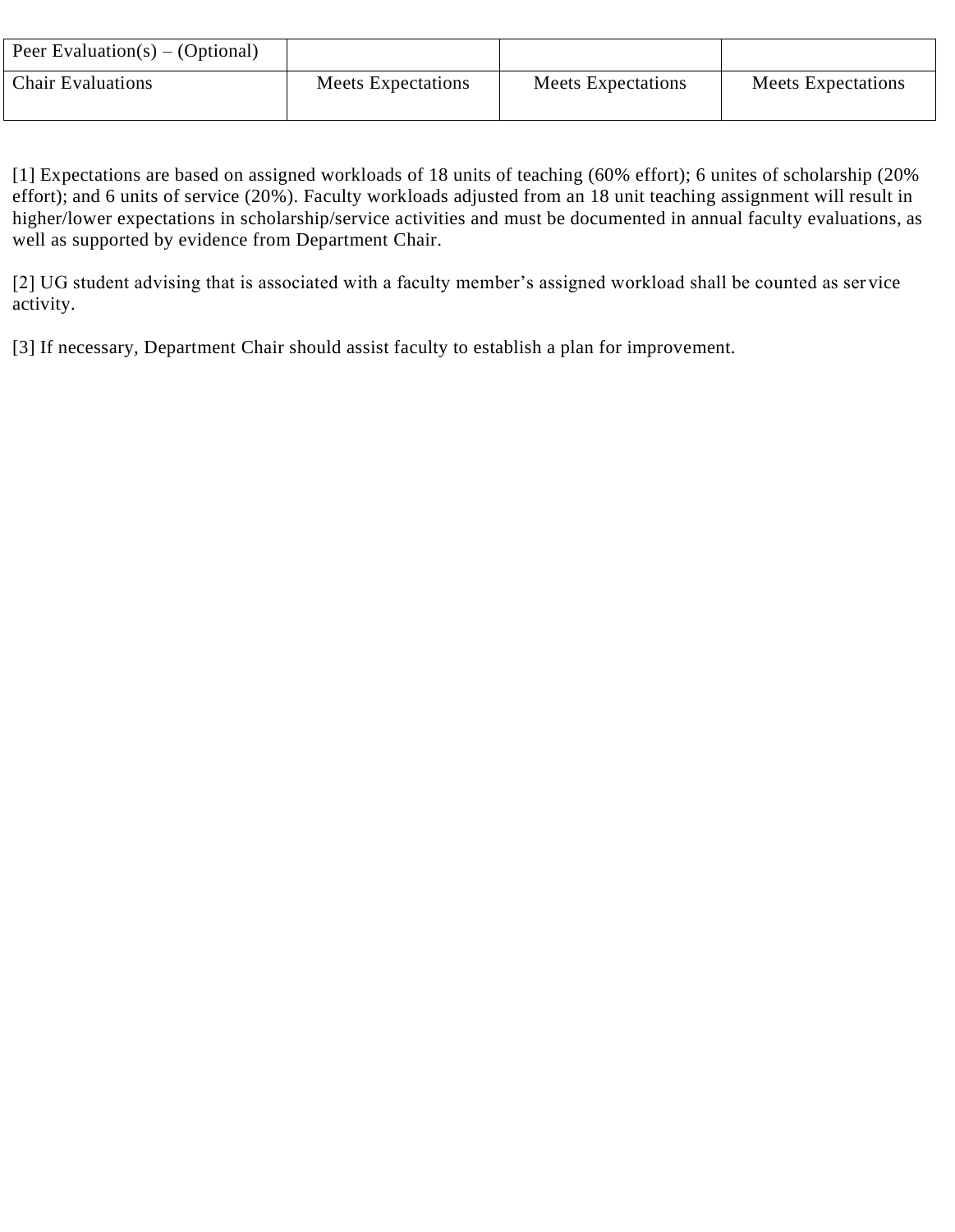| Peer Evaluation(s) – (Optional) | | | |
|---|---|---|---|
| Chair Evaluations | Meets Expectations | Meets Expectations | Meets Expectations |

[1] Expectations are based on assigned workloads of 18 units of teaching (60% effort); 6 unites of scholarship (20% effort); and 6 units of service (20%). Faculty workloads adjusted from an 18 unit teaching assignment will result in higher/lower expectations in scholarship/service activities and must be documented in annual faculty evaluations, as well as supported by evidence from Department Chair.

[2] UG student advising that is associated with a faculty member's assigned workload shall be counted as service activity.

[3] If necessary, Department Chair should assist faculty to establish a plan for improvement.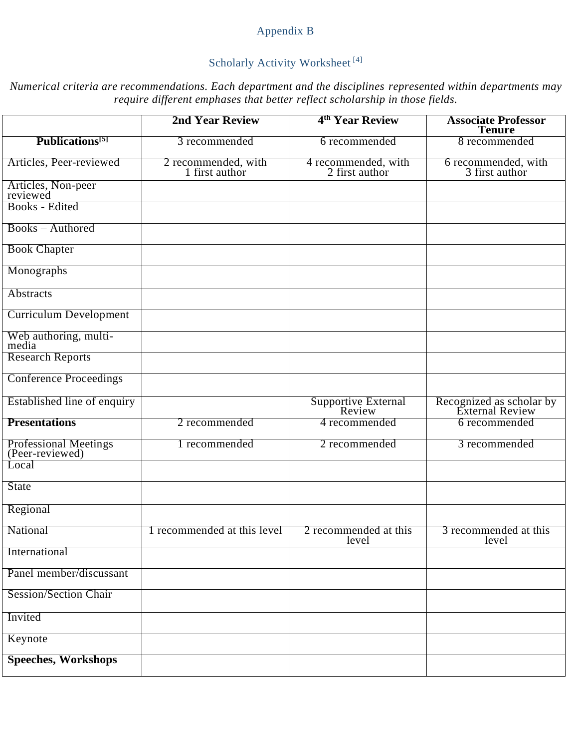Appendix B

Scholarly Activity Worksheet [4]

*Numerical criteria are recommendations. Each department and the disciplines represented within departments may require different emphases that better reflect scholarship in those fields.*

| | **2nd Year Review** | **4th Year Review** | **Associate Professor Tenure** |
|---|---|---|---|
| **Publications[5]** | 3 recommended | 6 recommended | 8 recommended |
| Articles, Peer-reviewed | 2 recommended, with 1 first author | 4 recommended, with 2 first author | 6 recommended, with 3 first author |
| Articles, Non-peer reviewed | | | |
| Books - Edited | | | |
| Books – Authored | | | |
| Book Chapter | | | |
| Monographs | | | |
| Abstracts | | | |
| Curriculum Development | | | |
| Web authoring, multi-media | | | |
| Research Reports | | | |
| Conference Proceedings | | | |
| Established line of enquiry | | Supportive External Review | Recognized as scholar by External Review |
| **Presentations** | 2 recommended | 4 recommended | 6 recommended |
| Professional Meetings (Peer-reviewed) | 1 recommended | 2 recommended | 3 recommended |
| Local | | | |
| State | | | |
| Regional | | | |
| National | 1 recommended at this level | 2 recommended at this level | 3 recommended at this level |
| International | | | |
| Panel member/discussant | | | |
| Session/Section Chair | | | |
| Invited | | | |
| Keynote | | | |
| **Speeches, Workshops** | | | |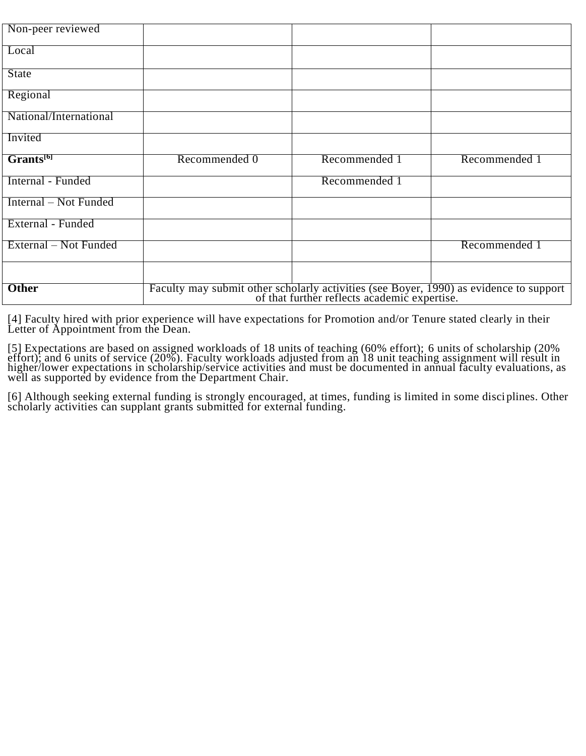| Non-peer reviewed | | | |
|---|---|---|---|
| Local | | | |
| State | | | |
| Regional | | | |
| National/International | | | |
| Invited | | | |
| **Grants[6]** | Recommended 0 | Recommended 1 | Recommended 1 |
| Internal - Funded | | Recommended 1 | |
| Internal – Not Funded | | | |
| External - Funded | | | |
| External – Not Funded | | | Recommended 1 |
| | | | |
| **Other** | Faculty may submit other scholarly activities (see Boyer, 1990) as evidence to support of that further reflects academic expertise. | | |

[4] Faculty hired with prior experience will have expectations for Promotion and/or Tenure stated clearly in their Letter of Appointment from the Dean.

[5] Expectations are based on assigned workloads of 18 units of teaching (60% effort); 6 units of scholarship (20% effort); and 6 units of service (20%). Faculty workloads adjusted from an 18 unit teaching assignment will result in higher/lower expectations in scholarship/service activities and must be documented in annual faculty evaluations, as well as supported by evidence from the Department Chair.

[6] Although seeking external funding is strongly encouraged, at times, funding is limited in some disciplines. Other scholarly activities can supplant grants submitted for external funding.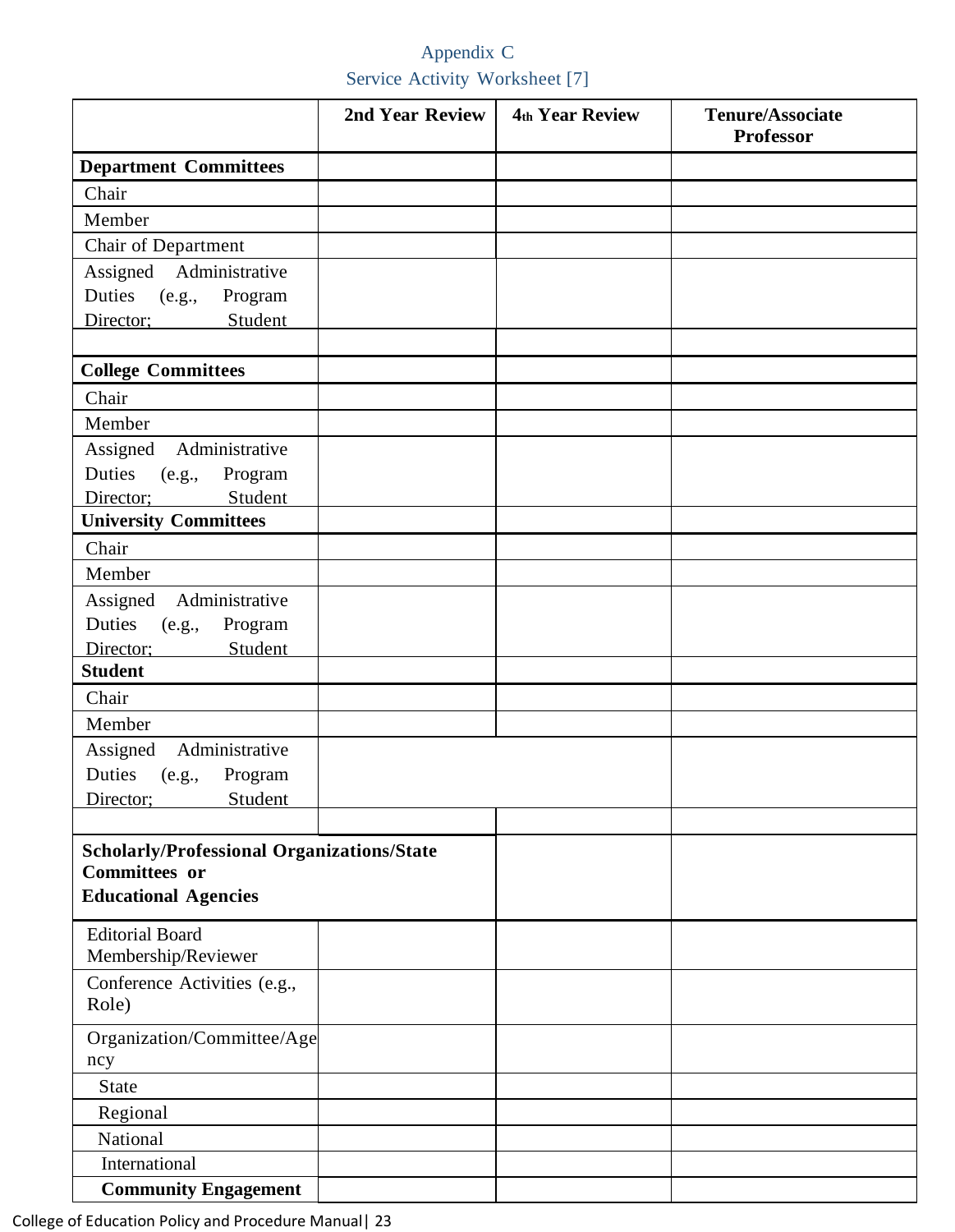# Appendix C

## Service Activity Worksheet [7]

| | 2nd Year Review | 4th Year Review | Tenure/Associate Professor |
|---|---|---|---|
| **Department Committees** | | | |
| Chair | | | |
| Member | | | |
| Chair of Department | | | |
| Assigned Administrative Duties (e.g., Program Director; Student | | | |
| | | | |
| **College Committees** | | | |
| Chair | | | |
| Member | | | |
| Assigned Administrative Duties (e.g., Program Director; Student | | | |
| **University Committees** | | | |
| Chair | | | |
| Member | | | |
| Assigned Administrative Duties (e.g., Program Director; Student | | | |
| **Student** | | | |
| Chair | | | |
| Member | | | |
| Assigned Administrative Duties (e.g., Program Director; Student | | | |
| | | | |
| **Scholarly/Professional Organizations/State Committees or Educational Agencies** | | | |
| Editorial Board Membership/Reviewer | | | |
| Conference Activities (e.g., Role) | | | |
| Organization/Committee/Agency | | | |
| State | | | |
| Regional | | | |
| National | | | |
| International | | | |
| **Community Engagement** | | | |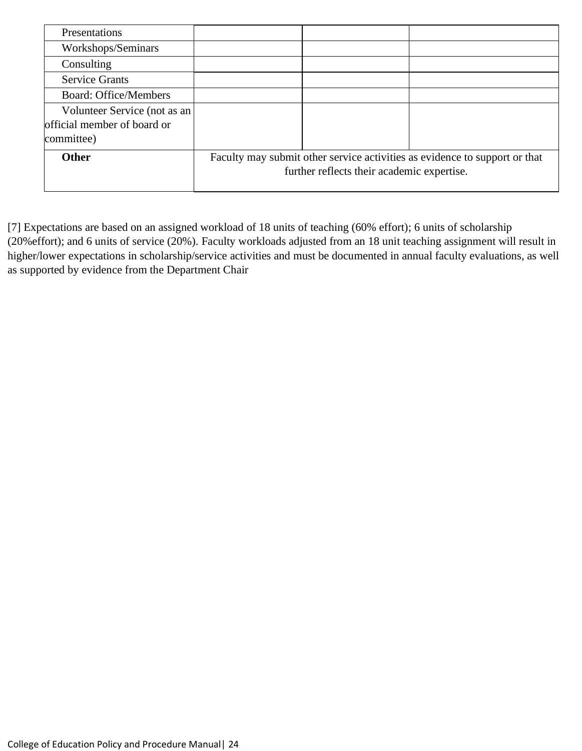| | | | |
|---|---|---|---|
| Presentations | | | |
| Workshops/Seminars | | | |
| Consulting | | | |
| Service Grants | | | |
| Board: Office/Members | | | |
| Volunteer Service (not as an official member of board or committee) | | | |
| **Other** | Faculty may submit other service activities as evidence to support or that further reflects their academic expertise. | | |

[7] Expectations are based on an assigned workload of 18 units of teaching (60% effort); 6 units of scholarship (20%effort); and 6 units of service (20%). Faculty workloads adjusted from an 18 unit teaching assignment will result in higher/lower expectations in scholarship/service activities and must be documented in annual faculty evaluations, as well as supported by evidence from the Department Chair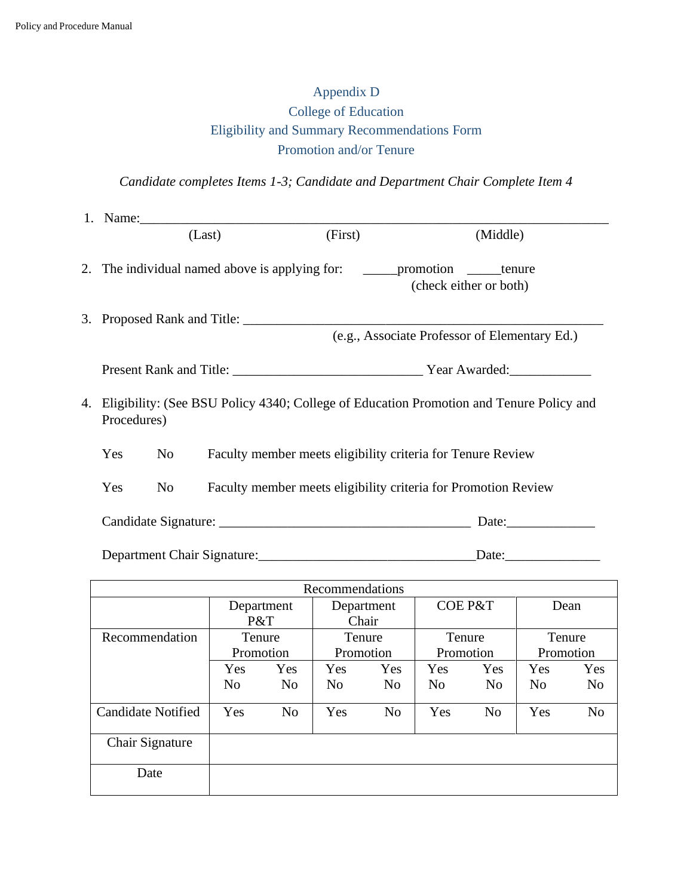# Appendix D
## College of Education
## Eligibility and Summary Recommendations Form
## Promotion and/or Tenure

*Candidate completes Items 1-3; Candidate and Department Chair Complete Item 4*

1. Name:_________________________________________________________________
   (Last) (First) (Middle)

2. The individual named above is applying for: _____promotion _____tenure
   (check either or both)

3. Proposed Rank and Title: _______________________________________________
   (e.g., Associate Professor of Elementary Ed.)

   Present Rank and Title: ___________________________ Year Awarded:____________

4. Eligibility: (See BSU Policy 4340; College of Education Promotion and Tenure Policy and Procedures)

   Yes No Faculty member meets eligibility criteria for Tenure Review

   Yes No Faculty member meets eligibility criteria for Promotion Review

   Candidate Signature: ______________________________________ Date:_____________

   Department Chair Signature:________________________________Date:______________

| Recommendations | | | | | | | | |
|---|---|---|---|---|---|---|---|---|
| | Department P&T | | Department Chair | | COE P&T | | Dean | |
| Recommendation | Tenure | Promotion | Tenure | Promotion | Tenure | Promotion | Tenure | Promotion |
| | Yes No | Yes No | Yes No | Yes No | Yes No | Yes No | Yes No | Yes No |
| Candidate Notified | Yes | No | Yes | No | Yes | No | Yes | No |
| Chair Signature | | | | | | | | |
| Date | | | | | | | | |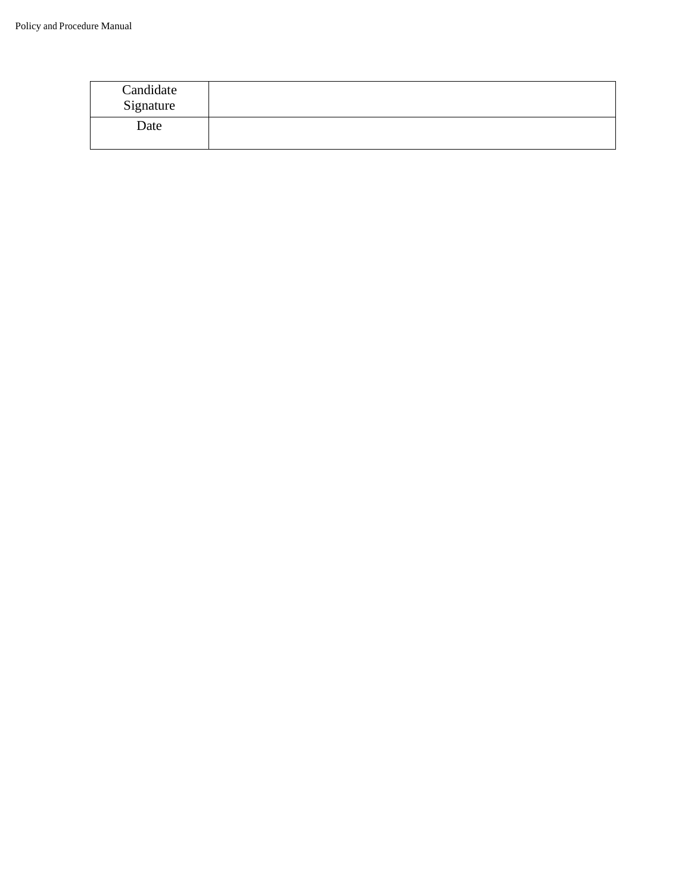| Candidate Signature | |
|---|---|
| Date | |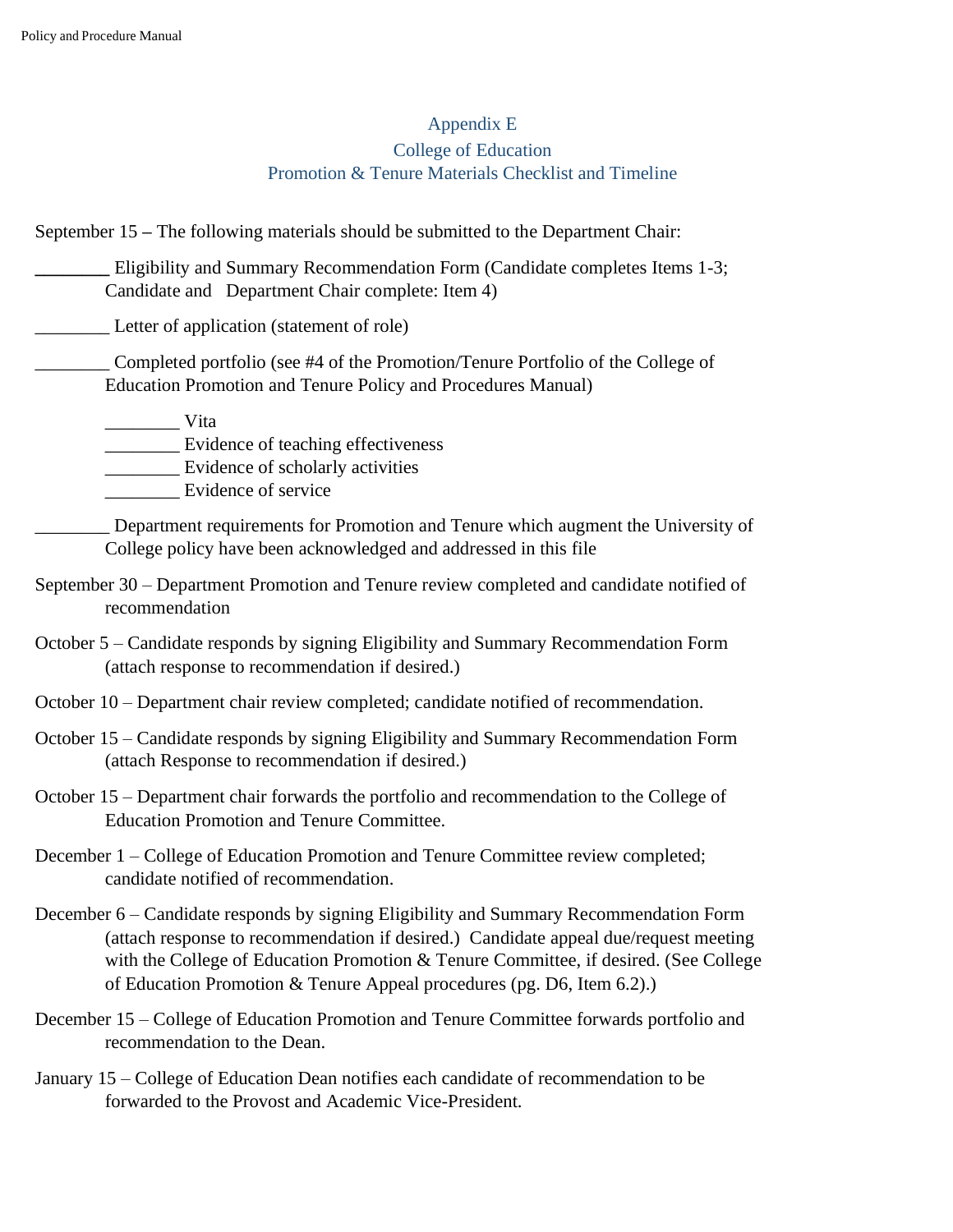## Appendix E

## College of Education

## Promotion & Tenure Materials Checklist and Timeline

September 15 – The following materials should be submitted to the Department Chair:

________ Eligibility and Summary Recommendation Form (Candidate completes Items 1-3; Candidate and Department Chair complete: Item 4)

________ Letter of application (statement of role)

________ Completed portfolio (see #4 of the Promotion/Tenure Portfolio of the College of Education Promotion and Tenure Policy and Procedures Manual)

- ________ Vita
- ________ Evidence of teaching effectiveness
- ________ Evidence of scholarly activities
- ________ Evidence of service

________ Department requirements for Promotion and Tenure which augment the University of College policy have been acknowledged and addressed in this file

September 30 – Department Promotion and Tenure review completed and candidate notified of recommendation

October 5 – Candidate responds by signing Eligibility and Summary Recommendation Form (attach response to recommendation if desired.)

October 10 – Department chair review completed; candidate notified of recommendation.

October 15 – Candidate responds by signing Eligibility and Summary Recommendation Form (attach Response to recommendation if desired.)

October 15 – Department chair forwards the portfolio and recommendation to the College of Education Promotion and Tenure Committee.

December 1 – College of Education Promotion and Tenure Committee review completed; candidate notified of recommendation.

December 6 – Candidate responds by signing Eligibility and Summary Recommendation Form (attach response to recommendation if desired.) Candidate appeal due/request meeting with the College of Education Promotion & Tenure Committee, if desired. (See College of Education Promotion & Tenure Appeal procedures (pg. D6, Item 6.2).)

December 15 – College of Education Promotion and Tenure Committee forwards portfolio and recommendation to the Dean.

January 15 – College of Education Dean notifies each candidate of recommendation to be forwarded to the Provost and Academic Vice-President.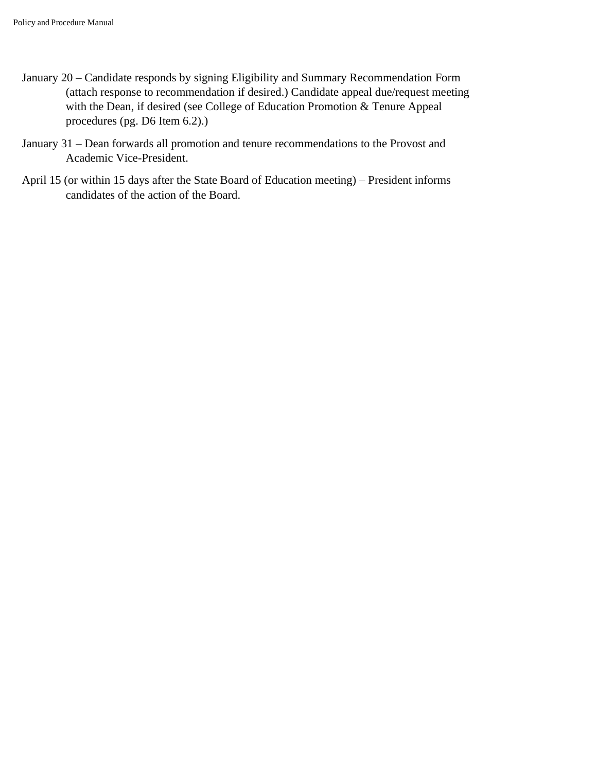January 20 – Candidate responds by signing Eligibility and Summary Recommendation Form (attach response to recommendation if desired.) Candidate appeal due/request meeting with the Dean, if desired (see College of Education Promotion & Tenure Appeal procedures (pg. D6 Item 6.2).)

January 31 – Dean forwards all promotion and tenure recommendations to the Provost and Academic Vice-President.

April 15 (or within 15 days after the State Board of Education meeting) – President informs candidates of the action of the Board.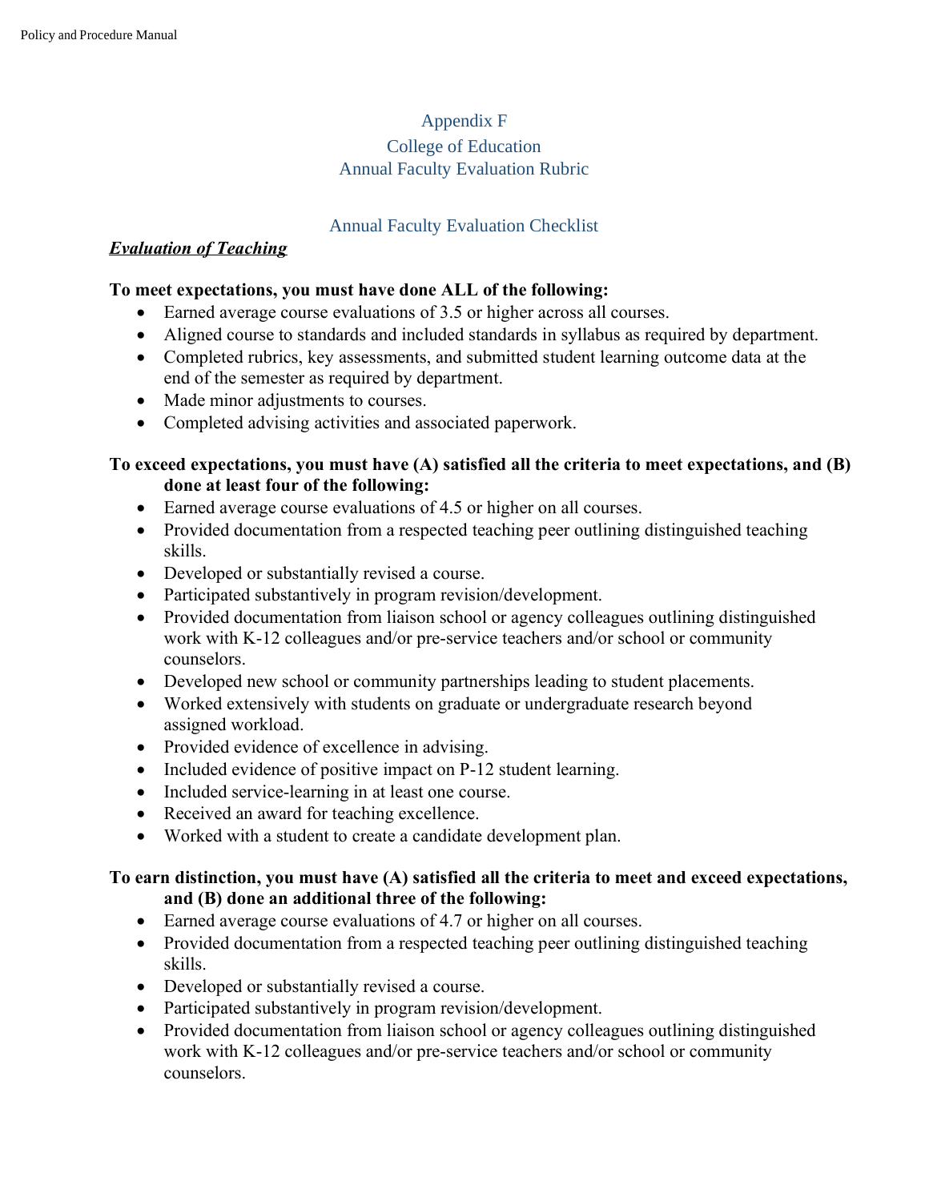# Appendix F
# College of Education
# Annual Faculty Evaluation Rubric

## Annual Faculty Evaluation Checklist

***Evaluation of Teaching***

**To meet expectations, you must have done ALL of the following:**

- Earned average course evaluations of 3.5 or higher across all courses.
- Aligned course to standards and included standards in syllabus as required by department.
- Completed rubrics, key assessments, and submitted student learning outcome data at the end of the semester as required by department.
- Made minor adjustments to courses.
- Completed advising activities and associated paperwork.

**To exceed expectations, you must have (A) satisfied all the criteria to meet expectations, and (B) done at least four of the following:**

- Earned average course evaluations of 4.5 or higher on all courses.
- Provided documentation from a respected teaching peer outlining distinguished teaching skills.
- Developed or substantially revised a course.
- Participated substantively in program revision/development.
- Provided documentation from liaison school or agency colleagues outlining distinguished work with K-12 colleagues and/or pre-service teachers and/or school or community counselors.
- Developed new school or community partnerships leading to student placements.
- Worked extensively with students on graduate or undergraduate research beyond assigned workload.
- Provided evidence of excellence in advising.
- Included evidence of positive impact on P-12 student learning.
- Included service-learning in at least one course.
- Received an award for teaching excellence.
- Worked with a student to create a candidate development plan.

**To earn distinction, you must have (A) satisfied all the criteria to meet and exceed expectations, and (B) done an additional three of the following:**

- Earned average course evaluations of 4.7 or higher on all courses.
- Provided documentation from a respected teaching peer outlining distinguished teaching skills.
- Developed or substantially revised a course.
- Participated substantively in program revision/development.
- Provided documentation from liaison school or agency colleagues outlining distinguished work with K-12 colleagues and/or pre-service teachers and/or school or community counselors.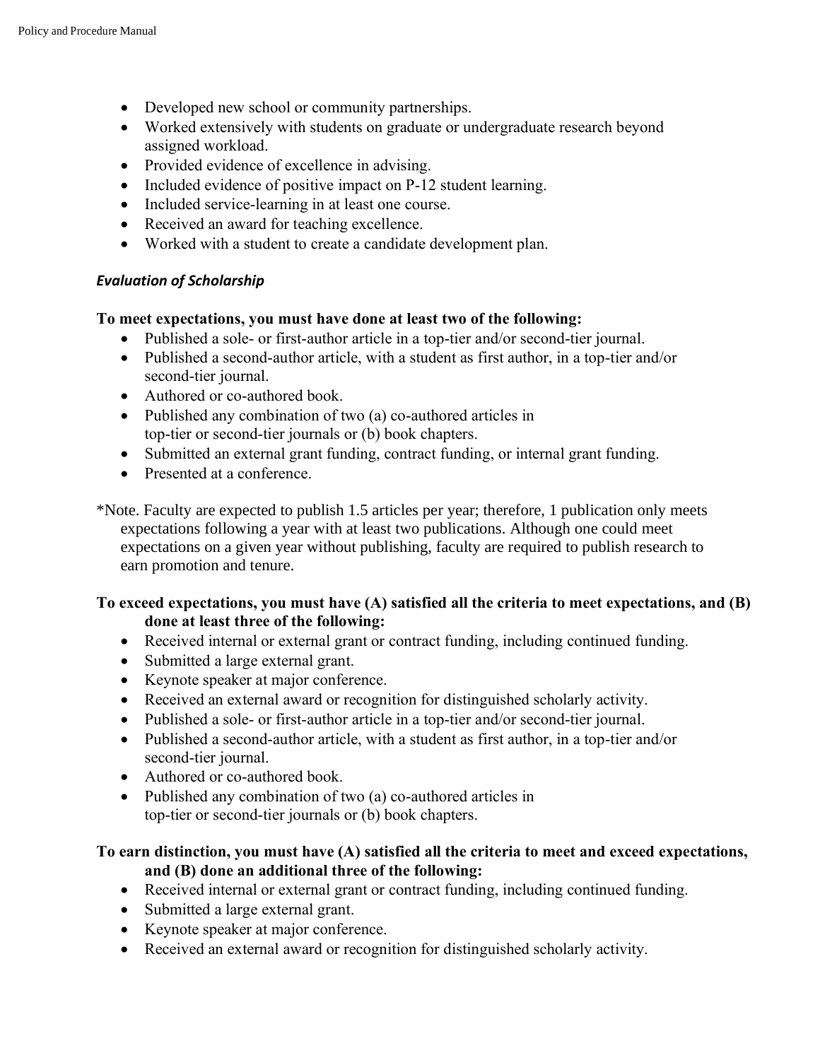- Developed new school or community partnerships.
- Worked extensively with students on graduate or undergraduate research beyond assigned workload.
- Provided evidence of excellence in advising.
- Included evidence of positive impact on P-12 student learning.
- Included service-learning in at least one course.
- Received an award for teaching excellence.
- Worked with a student to create a candidate development plan.

### *Evaluation of Scholarship*

**To meet expectations, you must have done at least two of the following:**

- Published a sole- or first-author article in a top-tier and/or second-tier journal.
- Published a second-author article, with a student as first author, in a top-tier and/or second-tier journal.
- Authored or co-authored book.
- Published any combination of two (a) co-authored articles in top-tier or second-tier journals or (b) book chapters.
- Submitted an external grant funding, contract funding, or internal grant funding.
- Presented at a conference.

*Note. Faculty are expected to publish 1.5 articles per year; therefore, 1 publication only meets expectations following a year with at least two publications. Although one could meet expectations on a given year without publishing, faculty are required to publish research to earn promotion and tenure.

**To exceed expectations, you must have (A) satisfied all the criteria to meet expectations, and (B) done at least three of the following:**

- Received internal or external grant or contract funding, including continued funding.
- Submitted a large external grant.
- Keynote speaker at major conference.
- Received an external award or recognition for distinguished scholarly activity.
- Published a sole- or first-author article in a top-tier and/or second-tier journal.
- Published a second-author article, with a student as first author, in a top-tier and/or second-tier journal.
- Authored or co-authored book.
- Published any combination of two (a) co-authored articles in top-tier or second-tier journals or (b) book chapters.

**To earn distinction, you must have (A) satisfied all the criteria to meet and exceed expectations, and (B) done an additional three of the following:**

- Received internal or external grant or contract funding, including continued funding.
- Submitted a large external grant.
- Keynote speaker at major conference.
- Received an external award or recognition for distinguished scholarly activity.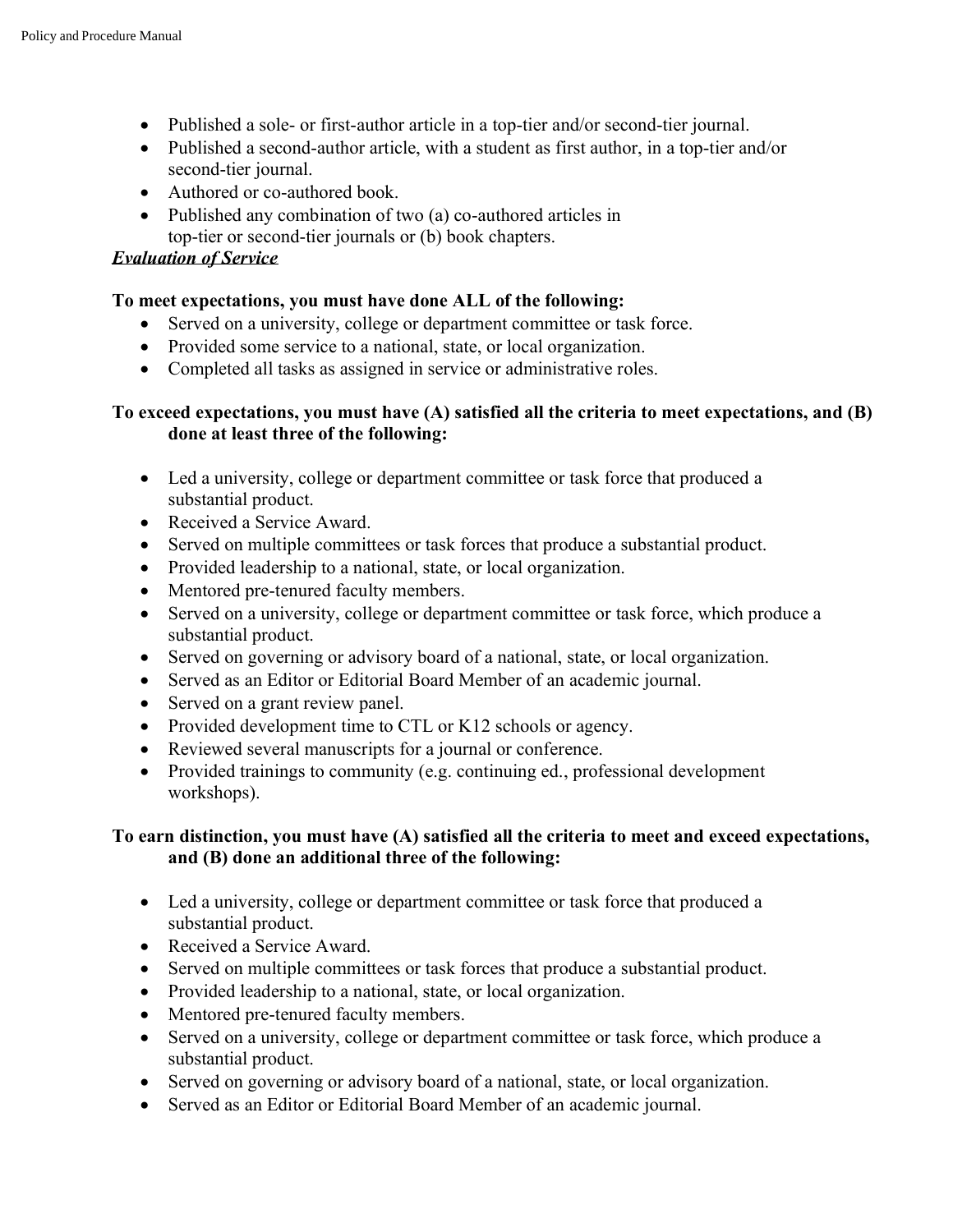- Published a sole- or first-author article in a top-tier and/or second-tier journal.
- Published a second-author article, with a student as first author, in a top-tier and/or second-tier journal.
- Authored or co-authored book.
- Published any combination of two (a) co-authored articles in top-tier or second-tier journals or (b) book chapters.

***Evaluation of Service***

**To meet expectations, you must have done ALL of the following:**

- Served on a university, college or department committee or task force.
- Provided some service to a national, state, or local organization.
- Completed all tasks as assigned in service or administrative roles.

**To exceed expectations, you must have (A) satisfied all the criteria to meet expectations, and (B) done at least three of the following:**

- Led a university, college or department committee or task force that produced a substantial product.
- Received a Service Award.
- Served on multiple committees or task forces that produce a substantial product.
- Provided leadership to a national, state, or local organization.
- Mentored pre-tenured faculty members.
- Served on a university, college or department committee or task force, which produce a substantial product.
- Served on governing or advisory board of a national, state, or local organization.
- Served as an Editor or Editorial Board Member of an academic journal.
- Served on a grant review panel.
- Provided development time to CTL or K12 schools or agency.
- Reviewed several manuscripts for a journal or conference.
- Provided trainings to community (e.g. continuing ed., professional development workshops).

**To earn distinction, you must have (A) satisfied all the criteria to meet and exceed expectations, and (B) done an additional three of the following:**

- Led a university, college or department committee or task force that produced a substantial product.
- Received a Service Award.
- Served on multiple committees or task forces that produce a substantial product.
- Provided leadership to a national, state, or local organization.
- Mentored pre-tenured faculty members.
- Served on a university, college or department committee or task force, which produce a substantial product.
- Served on governing or advisory board of a national, state, or local organization.
- Served as an Editor or Editorial Board Member of an academic journal.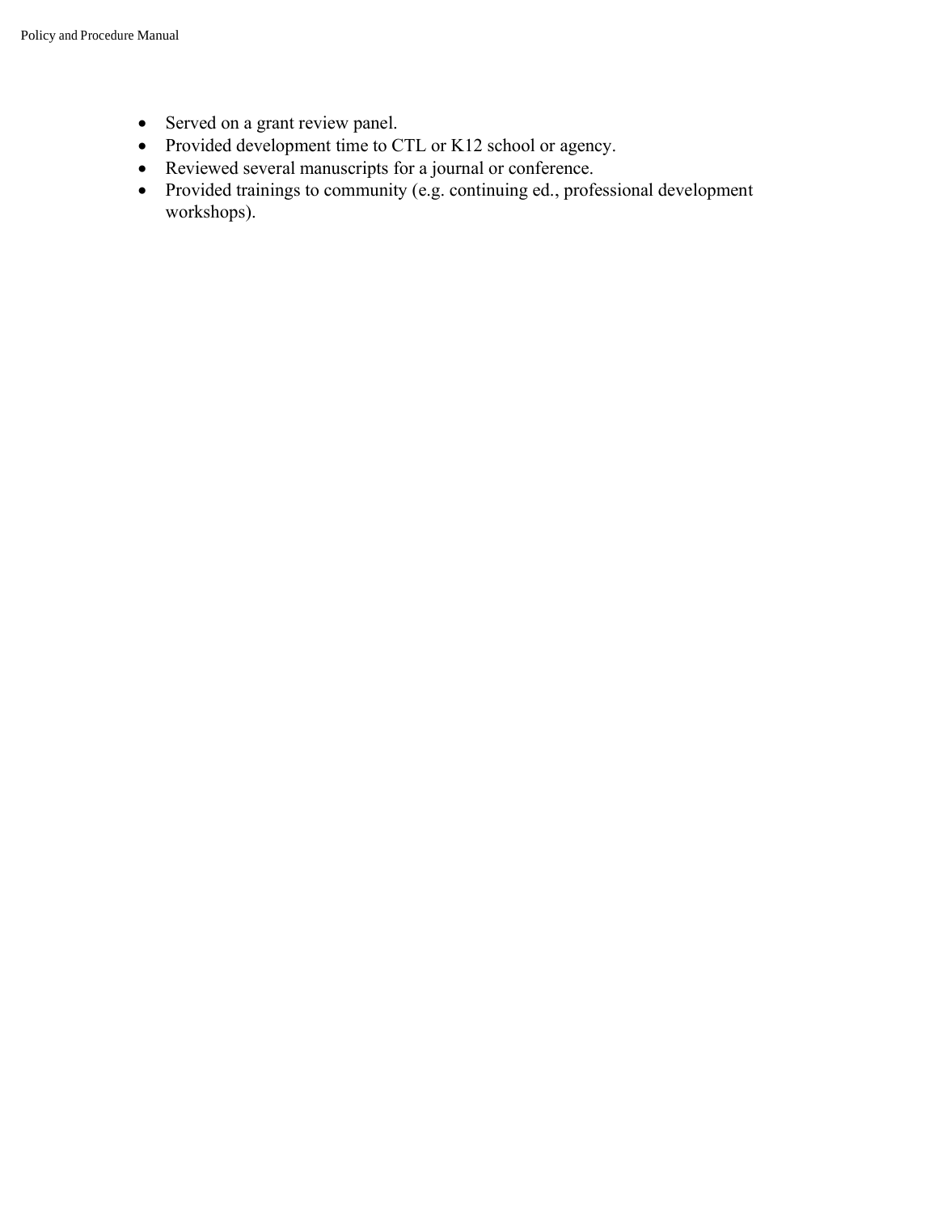- Served on a grant review panel.
- Provided development time to CTL or K12 school or agency.
- Reviewed several manuscripts for a journal or conference.
- Provided trainings to community (e.g. continuing ed., professional development workshops).